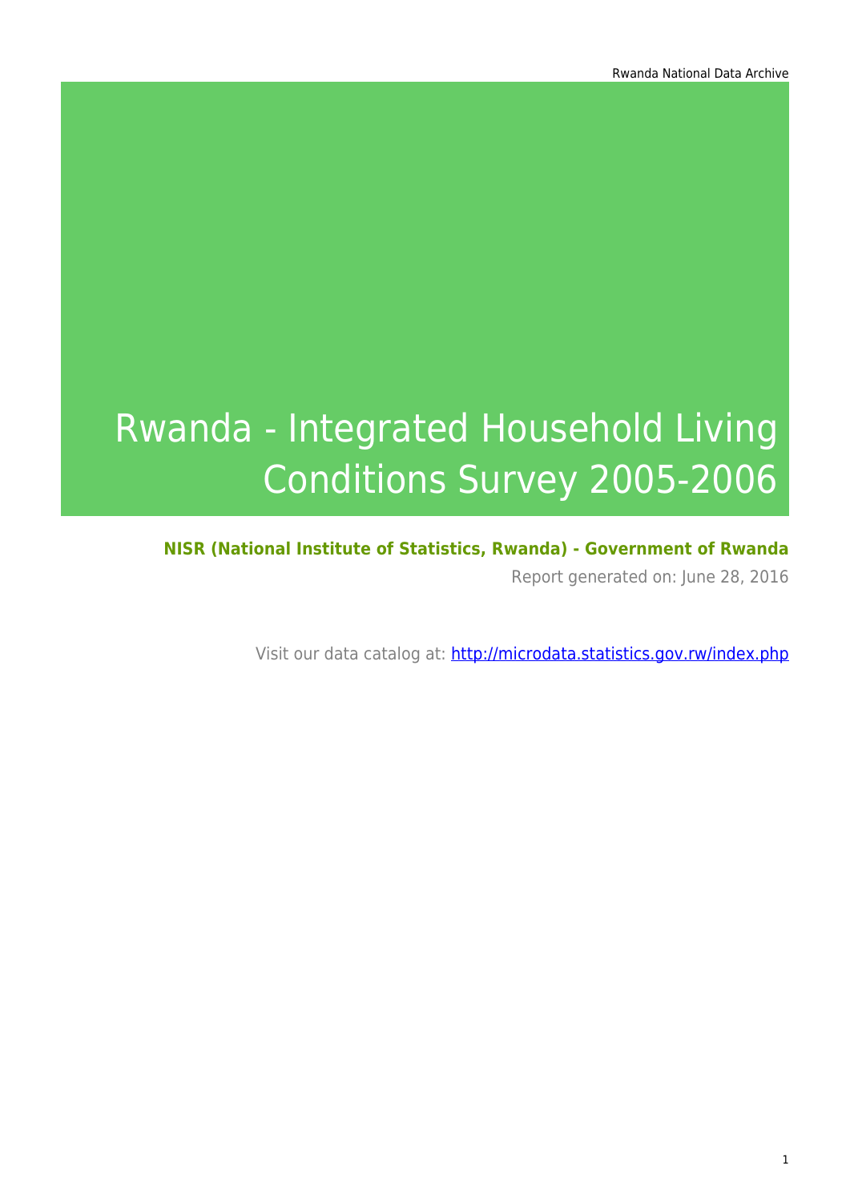Rwanda National Data Archive

# Rwanda - Integrated Household Living Conditions Survey 2005-2006

**NISR (National Institute of Statistics, Rwanda) - Government of Rwanda**

Report generated on: June 28, 2016

Visit our data catalog at: http://microdata.statistics.gov.rw/index.php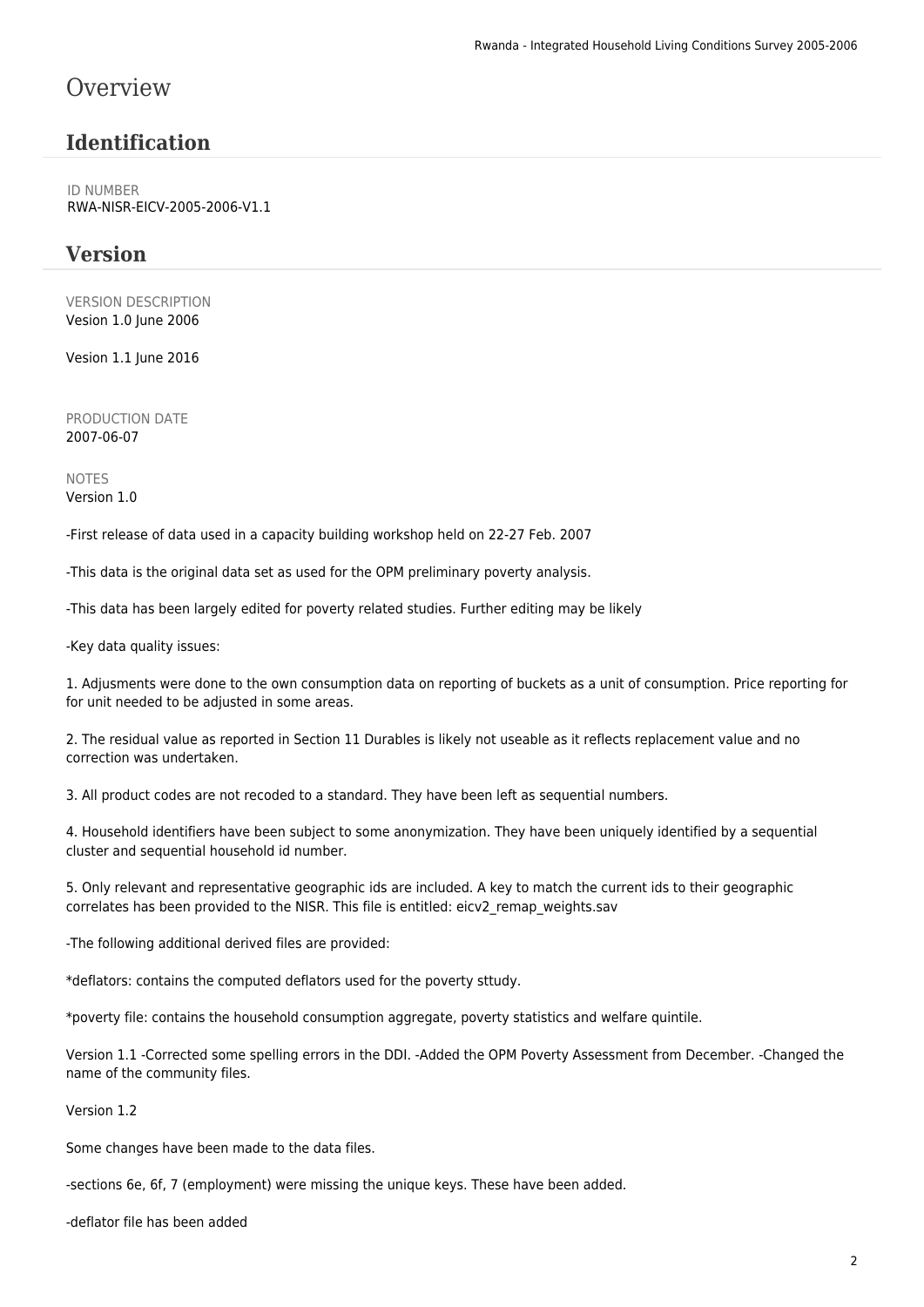# Overview

## Identification

ID NUMBER
RWA-NISR-EICV-2005-2006-V1.1

## Version

VERSION DESCRIPTION
Vesion 1.0 June 2006

Vesion 1.1 June 2016

PRODUCTION DATE
2007-06-07

NOTES
Version 1.0

-First release of data used in a capacity building workshop held on 22-27 Feb. 2007

-This data is the original data set as used for the OPM preliminary poverty analysis.

-This data has been largely edited for poverty related studies. Further editing may be likely

-Key data quality issues:

1. Adjusments were done to the own consumption data on reporting of buckets as a unit of consumption. Price reporting for for unit needed to be adjusted in some areas.

2. The residual value as reported in Section 11 Durables is likely not useable as it reflects replacement value and no correction was undertaken.

3. All product codes are not recoded to a standard. They have been left as sequential numbers.

4. Household identifiers have been subject to some anonymization. They have been uniquely identified by a sequential cluster and sequential household id number.

5. Only relevant and representative geographic ids are included. A key to match the current ids to their geographic correlates has been provided to the NISR. This file is entitled: eicv2_remap_weights.sav

-The following additional derived files are provided:

*deflators: contains the computed deflators used for the poverty sttudy.

*poverty file: contains the household consumption aggregate, poverty statistics and welfare quintile.

Version 1.1 -Corrected some spelling errors in the DDI. -Added the OPM Poverty Assessment from December. -Changed the name of the community files.

Version 1.2

Some changes have been made to the data files.

-sections 6e, 6f, 7 (employment) were missing the unique keys. These have been added.

-deflator file has been added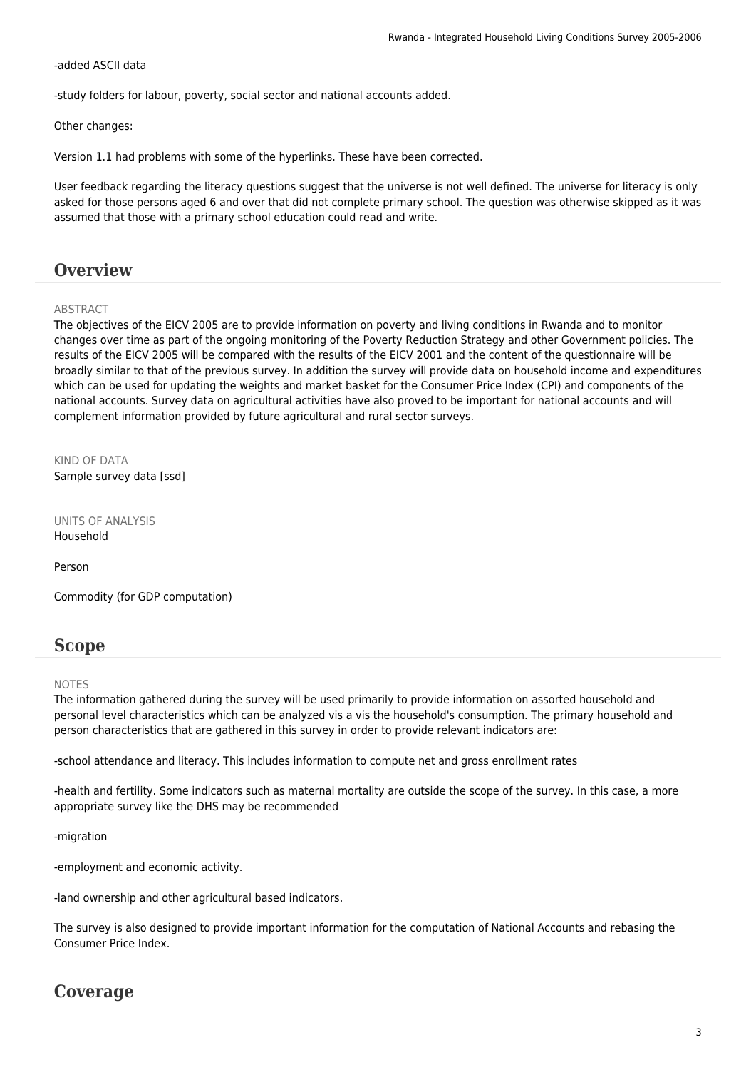-added ASCII data

-study folders for labour, poverty, social sector and national accounts added.

Other changes:

Version 1.1 had problems with some of the hyperlinks. These have been corrected.

User feedback regarding the literacy questions suggest that the universe is not well defined. The universe for literacy is only asked for those persons aged 6 and over that did not complete primary school. The question was otherwise skipped as it was assumed that those with a primary school education could read and write.

## Overview

ABSTRACT

The objectives of the EICV 2005 are to provide information on poverty and living conditions in Rwanda and to monitor changes over time as part of the ongoing monitoring of the Poverty Reduction Strategy and other Government policies. The results of the EICV 2005 will be compared with the results of the EICV 2001 and the content of the questionnaire will be broadly similar to that of the previous survey. In addition the survey will provide data on household income and expenditures which can be used for updating the weights and market basket for the Consumer Price Index (CPI) and components of the national accounts. Survey data on agricultural activities have also proved to be important for national accounts and will complement information provided by future agricultural and rural sector surveys.

KIND OF DATA

Sample survey data [ssd]

UNITS OF ANALYSIS

Household

Person

Commodity (for GDP computation)

## Scope

NOTES

The information gathered during the survey will be used primarily to provide information on assorted household and personal level characteristics which can be analyzed vis a vis the household's consumption. The primary household and person characteristics that are gathered in this survey in order to provide relevant indicators are:

-school attendance and literacy. This includes information to compute net and gross enrollment rates

-health and fertility. Some indicators such as maternal mortality are outside the scope of the survey. In this case, a more appropriate survey like the DHS may be recommended

-migration

-employment and economic activity.

-land ownership and other agricultural based indicators.

The survey is also designed to provide important information for the computation of National Accounts and rebasing the Consumer Price Index.

## Coverage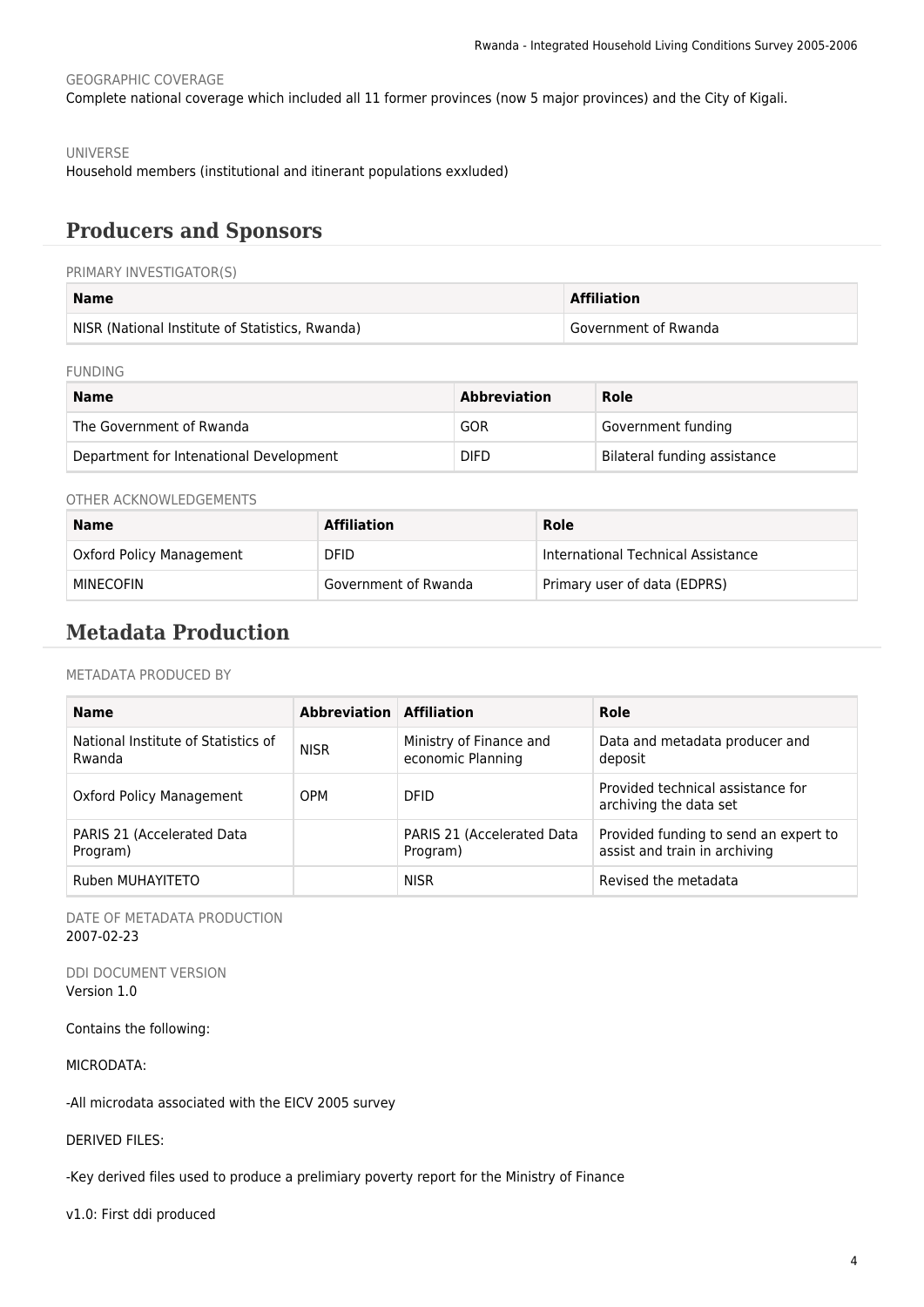GEOGRAPHIC COVERAGE

Complete national coverage which included all 11 former provinces (now 5 major provinces) and the City of Kigali.

UNIVERSE

Household members (institutional and itinerant populations exxluded)

## Producers and Sponsors

PRIMARY INVESTIGATOR(S)

| Name | Affiliation |
| --- | --- |
| NISR (National Institute of Statistics, Rwanda) | Government of Rwanda |

FUNDING

| Name | Abbreviation | Role |
| --- | --- | --- |
| The Government of Rwanda | GOR | Government funding |
| Department for Intenational Development | DIFD | Bilateral funding assistance |

OTHER ACKNOWLEDGEMENTS

| Name | Affiliation | Role |
| --- | --- | --- |
| Oxford Policy Management | DFID | International Technical Assistance |
| MINECOFIN | Government of Rwanda | Primary user of data (EDPRS) |

## Metadata Production

METADATA PRODUCED BY

| Name | Abbreviation | Affiliation | Role |
| --- | --- | --- | --- |
| National Institute of Statistics of Rwanda | NISR | Ministry of Finance and economic Planning | Data and metadata producer and deposit |
| Oxford Policy Management | OPM | DFID | Provided technical assistance for archiving the data set |
| PARIS 21 (Accelerated Data Program) | | PARIS 21 (Accelerated Data Program) | Provided funding to send an expert to assist and train in archiving |
| Ruben MUHAYITETO | | NISR | Revised the metadata |

DATE OF METADATA PRODUCTION

2007-02-23

DDI DOCUMENT VERSION

Version 1.0

Contains the following:

MICRODATA:

-All microdata associated with the EICV 2005 survey

DERIVED FILES:

-Key derived files used to produce a prelimiary poverty report for the Ministry of Finance

v1.0: First ddi produced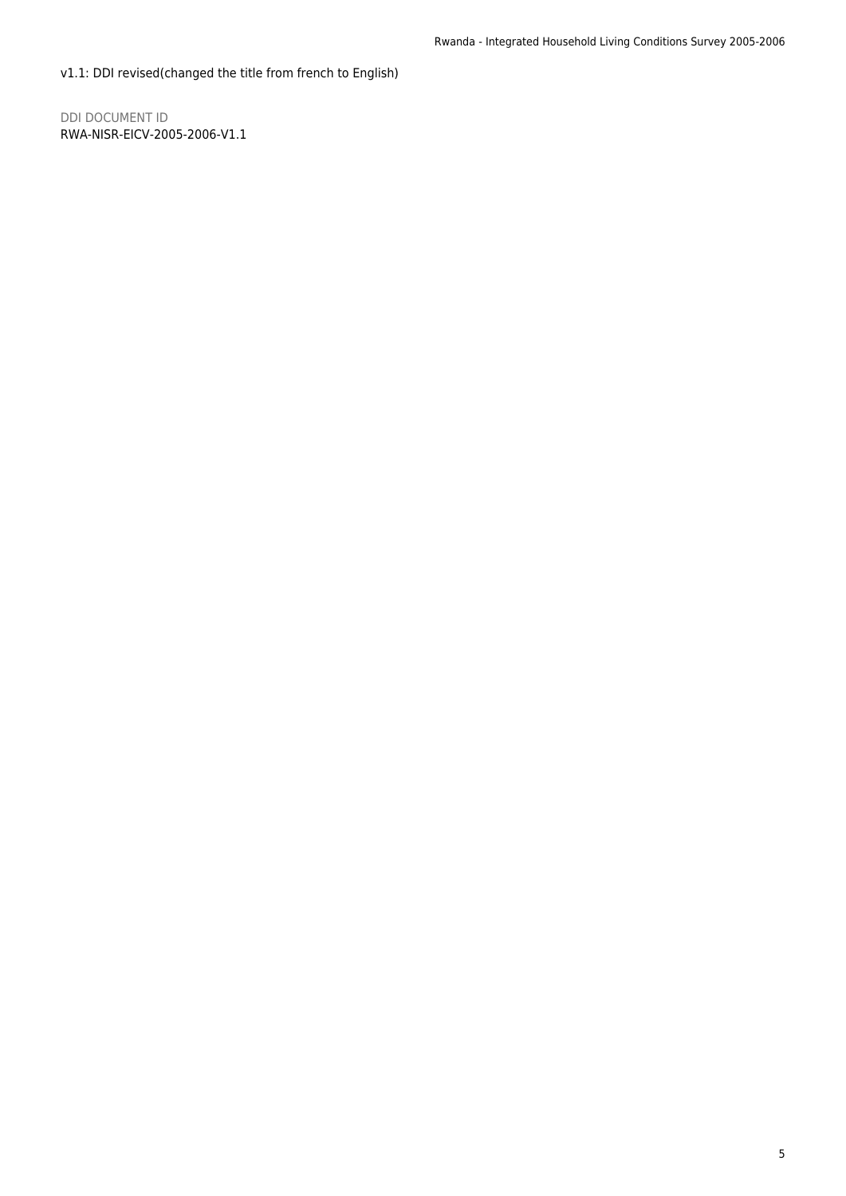v1.1: DDI revised(changed the title from french to English)

DDI DOCUMENT ID

RWA-NISR-EICV-2005-2006-V1.1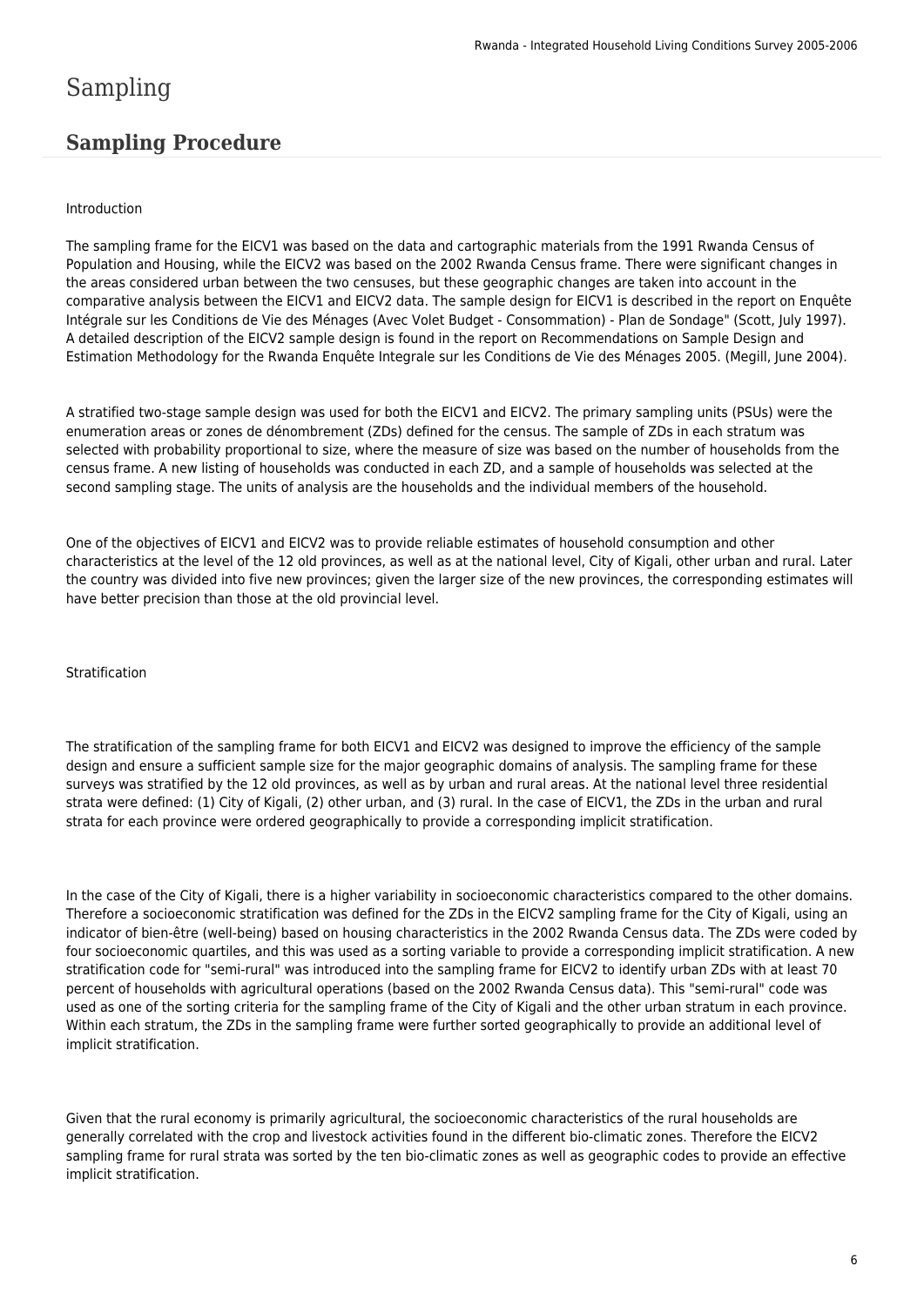# Sampling

## Sampling Procedure

Introduction

The sampling frame for the EICV1 was based on the data and cartographic materials from the 1991 Rwanda Census of Population and Housing, while the EICV2 was based on the 2002 Rwanda Census frame. There were significant changes in the areas considered urban between the two censuses, but these geographic changes are taken into account in the comparative analysis between the EICV1 and EICV2 data. The sample design for EICV1 is described in the report on Enquête Intégrale sur les Conditions de Vie des Ménages (Avec Volet Budget - Consommation) - Plan de Sondage" (Scott, July 1997). A detailed description of the EICV2 sample design is found in the report on Recommendations on Sample Design and Estimation Methodology for the Rwanda Enquête Integrale sur les Conditions de Vie des Ménages 2005. (Megill, June 2004).

A stratified two-stage sample design was used for both the EICV1 and EICV2. The primary sampling units (PSUs) were the enumeration areas or zones de dénombrement (ZDs) defined for the census. The sample of ZDs in each stratum was selected with probability proportional to size, where the measure of size was based on the number of households from the census frame. A new listing of households was conducted in each ZD, and a sample of households was selected at the second sampling stage. The units of analysis are the households and the individual members of the household.

One of the objectives of EICV1 and EICV2 was to provide reliable estimates of household consumption and other characteristics at the level of the 12 old provinces, as well as at the national level, City of Kigali, other urban and rural. Later the country was divided into five new provinces; given the larger size of the new provinces, the corresponding estimates will have better precision than those at the old provincial level.

Stratification

The stratification of the sampling frame for both EICV1 and EICV2 was designed to improve the efficiency of the sample design and ensure a sufficient sample size for the major geographic domains of analysis. The sampling frame for these surveys was stratified by the 12 old provinces, as well as by urban and rural areas. At the national level three residential strata were defined: (1) City of Kigali, (2) other urban, and (3) rural. In the case of EICV1, the ZDs in the urban and rural strata for each province were ordered geographically to provide a corresponding implicit stratification.

In the case of the City of Kigali, there is a higher variability in socioeconomic characteristics compared to the other domains. Therefore a socioeconomic stratification was defined for the ZDs in the EICV2 sampling frame for the City of Kigali, using an indicator of bien-être (well-being) based on housing characteristics in the 2002 Rwanda Census data. The ZDs were coded by four socioeconomic quartiles, and this was used as a sorting variable to provide a corresponding implicit stratification. A new stratification code for "semi-rural" was introduced into the sampling frame for EICV2 to identify urban ZDs with at least 70 percent of households with agricultural operations (based on the 2002 Rwanda Census data). This "semi-rural" code was used as one of the sorting criteria for the sampling frame of the City of Kigali and the other urban stratum in each province. Within each stratum, the ZDs in the sampling frame were further sorted geographically to provide an additional level of implicit stratification.

Given that the rural economy is primarily agricultural, the socioeconomic characteristics of the rural households are generally correlated with the crop and livestock activities found in the different bio-climatic zones. Therefore the EICV2 sampling frame for rural strata was sorted by the ten bio-climatic zones as well as geographic codes to provide an effective implicit stratification.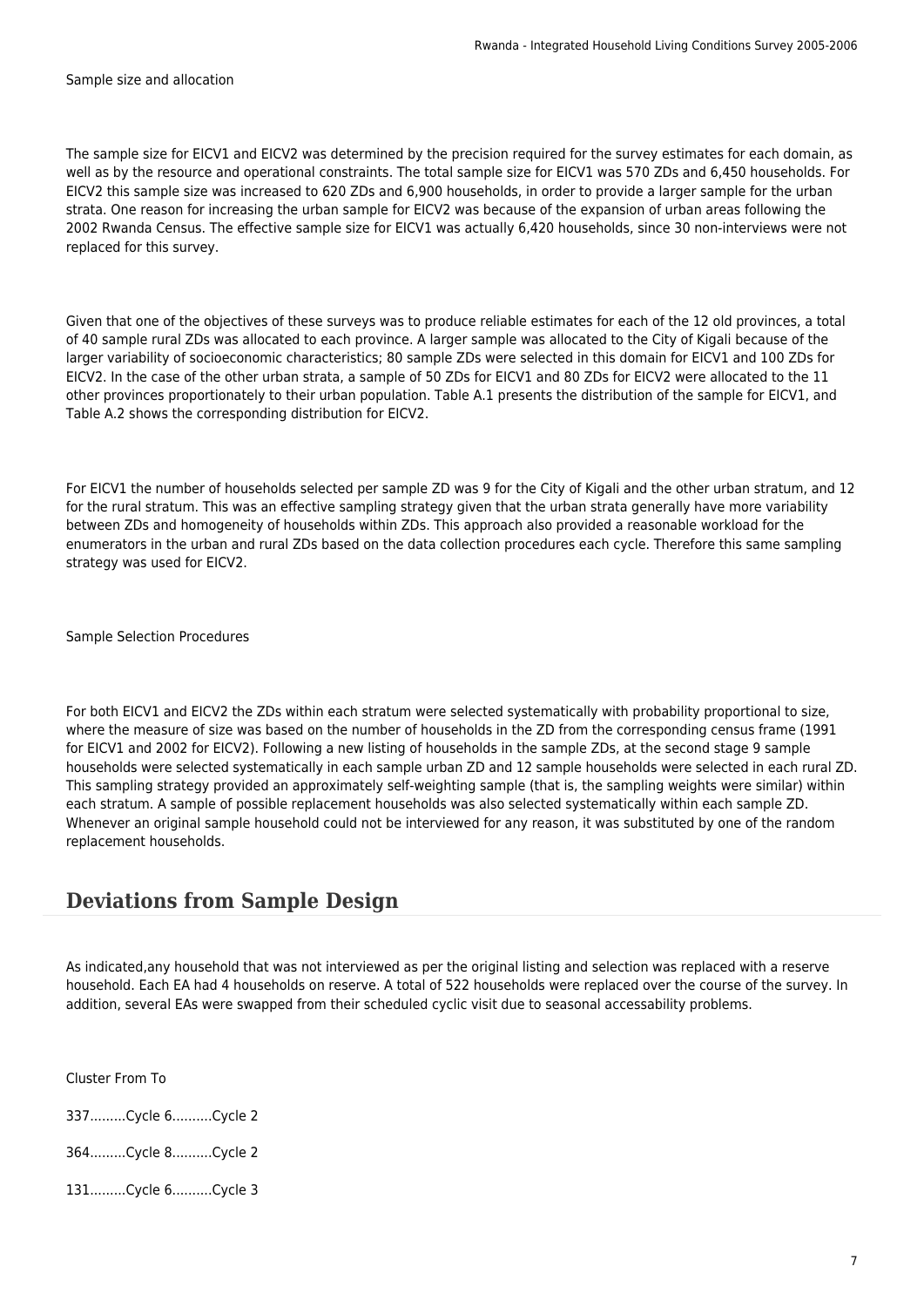Sample size and allocation

The sample size for EICV1 and EICV2 was determined by the precision required for the survey estimates for each domain, as well as by the resource and operational constraints. The total sample size for EICV1 was 570 ZDs and 6,450 households. For EICV2 this sample size was increased to 620 ZDs and 6,900 households, in order to provide a larger sample for the urban strata. One reason for increasing the urban sample for EICV2 was because of the expansion of urban areas following the 2002 Rwanda Census. The effective sample size for EICV1 was actually 6,420 households, since 30 non-interviews were not replaced for this survey.

Given that one of the objectives of these surveys was to produce reliable estimates for each of the 12 old provinces, a total of 40 sample rural ZDs was allocated to each province. A larger sample was allocated to the City of Kigali because of the larger variability of socioeconomic characteristics; 80 sample ZDs were selected in this domain for EICV1 and 100 ZDs for EICV2. In the case of the other urban strata, a sample of 50 ZDs for EICV1 and 80 ZDs for EICV2 were allocated to the 11 other provinces proportionately to their urban population. Table A.1 presents the distribution of the sample for EICV1, and Table A.2 shows the corresponding distribution for EICV2.

For EICV1 the number of households selected per sample ZD was 9 for the City of Kigali and the other urban stratum, and 12 for the rural stratum. This was an effective sampling strategy given that the urban strata generally have more variability between ZDs and homogeneity of households within ZDs. This approach also provided a reasonable workload for the enumerators in the urban and rural ZDs based on the data collection procedures each cycle. Therefore this same sampling strategy was used for EICV2.

Sample Selection Procedures

For both EICV1 and EICV2 the ZDs within each stratum were selected systematically with probability proportional to size, where the measure of size was based on the number of households in the ZD from the corresponding census frame (1991 for EICV1 and 2002 for EICV2). Following a new listing of households in the sample ZDs, at the second stage 9 sample households were selected systematically in each sample urban ZD and 12 sample households were selected in each rural ZD. This sampling strategy provided an approximately self-weighting sample (that is, the sampling weights were similar) within each stratum. A sample of possible replacement households was also selected systematically within each sample ZD. Whenever an original sample household could not be interviewed for any reason, it was substituted by one of the random replacement households.

## Deviations from Sample Design

As indicated,any household that was not interviewed as per the original listing and selection was replaced with a reserve household. Each EA had 4 households on reserve. A total of 522 households were replaced over the course of the survey. In addition, several EAs were swapped from their scheduled cyclic visit due to seasonal accessability problems.

Cluster From To

337.........Cycle 6..........Cycle 2

364.........Cycle 8..........Cycle 2

131.........Cycle 6..........Cycle 3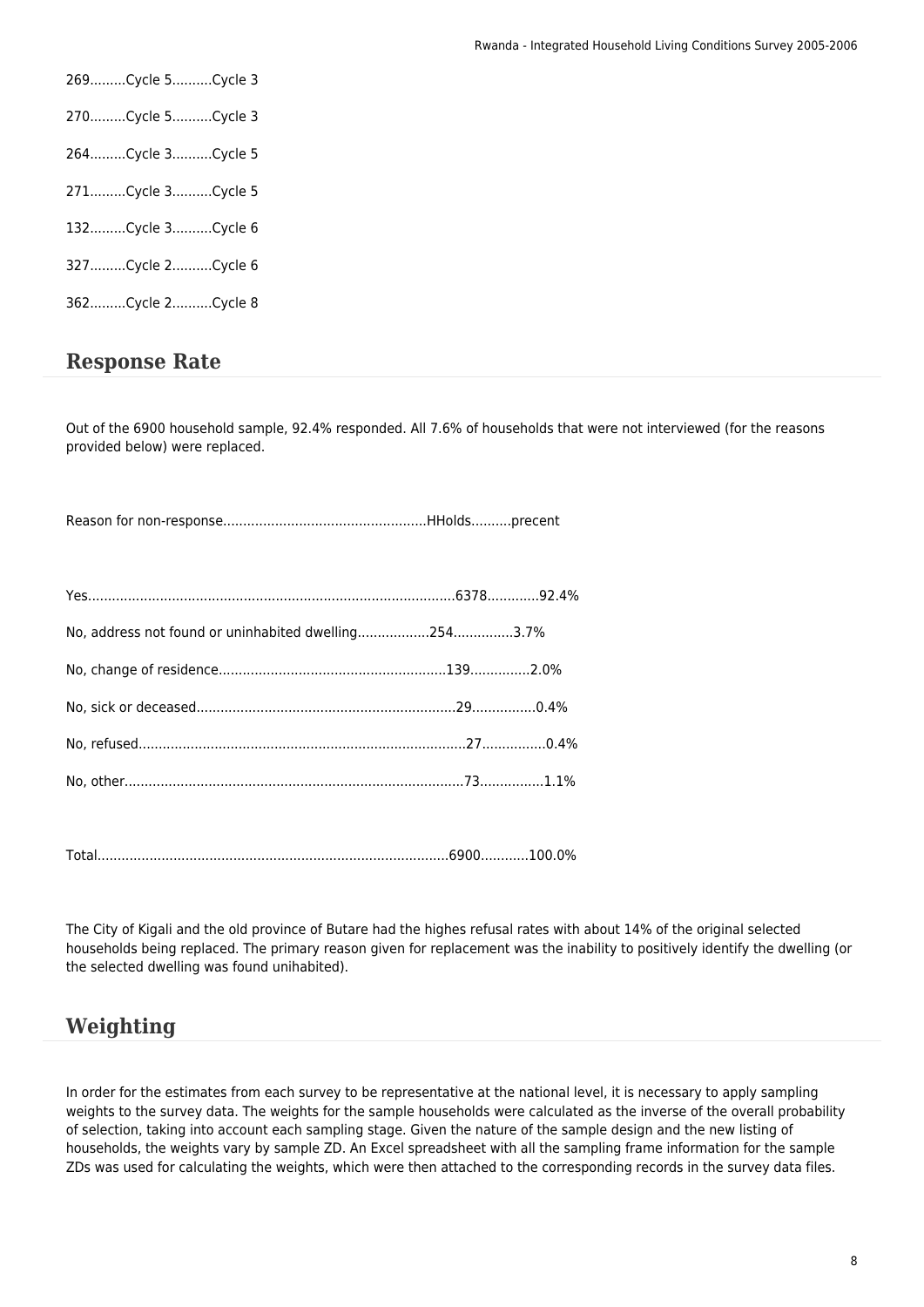269.........Cycle 5..........Cycle 3

270.........Cycle 5..........Cycle 3

264.........Cycle 3..........Cycle 5

271.........Cycle 3..........Cycle 5

132.........Cycle 3..........Cycle 6

327.........Cycle 2..........Cycle 6

362.........Cycle 2..........Cycle 8

## Response Rate

Out of the 6900 household sample, 92.4% responded. All 7.6% of households that were not interviewed (for the reasons provided below) were replaced.

Reason for non-response..................................................HHolds..........precent

Yes...........................................................................................6378.............92.4%

No, address not found or uninhabited dwelling..................254...............3.7%

No, change of residence.........................................................139...............2.0%

No, sick or deceased.................................................................29................0.4%

No, refused..................................................................................27................0.4%

No, other.....................................................................................73................1.1%

Total........................................................................................6900............100.0%

The City of Kigali and the old province of Butare had the highes refusal rates with about 14% of the original selected households being replaced. The primary reason given for replacement was the inability to positively identify the dwelling (or the selected dwelling was found unihabited).

## Weighting

In order for the estimates from each survey to be representative at the national level, it is necessary to apply sampling weights to the survey data. The weights for the sample households were calculated as the inverse of the overall probability of selection, taking into account each sampling stage. Given the nature of the sample design and the new listing of households, the weights vary by sample ZD. An Excel spreadsheet with all the sampling frame information for the sample ZDs was used for calculating the weights, which were then attached to the corresponding records in the survey data files.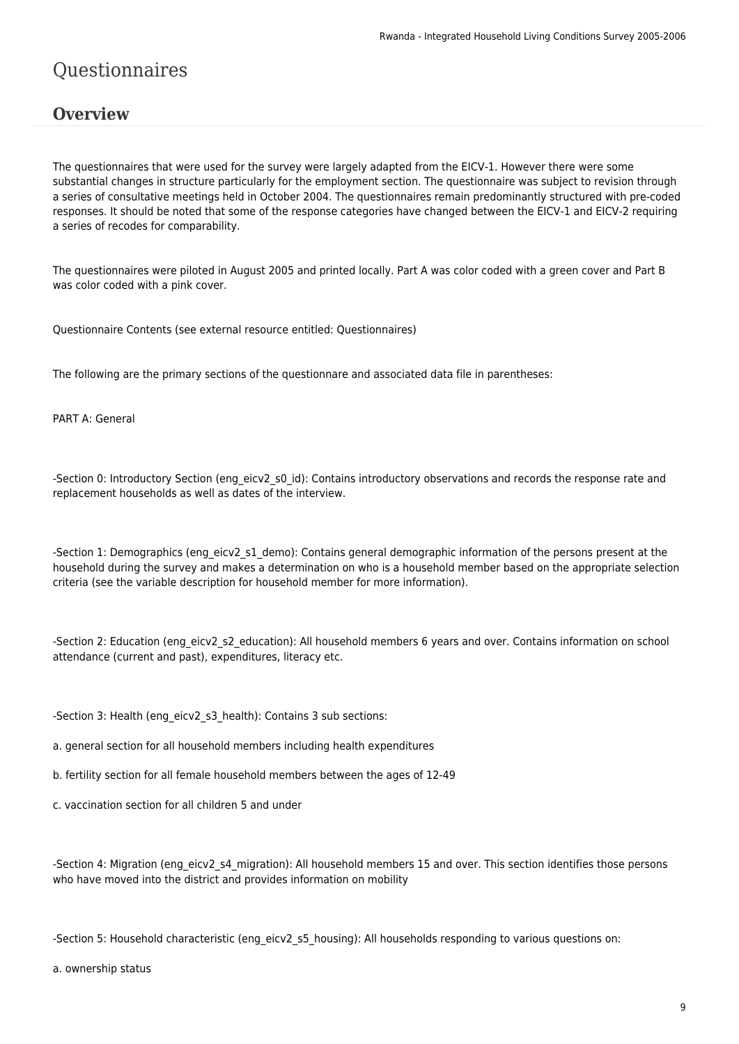# Questionnaires

## Overview

The questionnaires that were used for the survey were largely adapted from the EICV-1. However there were some substantial changes in structure particularly for the employment section. The questionnaire was subject to revision through a series of consultative meetings held in October 2004. The questionnaires remain predominantly structured with pre-coded responses. It should be noted that some of the response categories have changed between the EICV-1 and EICV-2 requiring a series of recodes for comparability.

The questionnaires were piloted in August 2005 and printed locally. Part A was color coded with a green cover and Part B was color coded with a pink cover.

Questionnaire Contents (see external resource entitled: Questionnaires)

The following are the primary sections of the questionnare and associated data file in parentheses:

PART A: General

-Section 0: Introductory Section (eng_eicv2_s0_id): Contains introductory observations and records the response rate and replacement households as well as dates of the interview.

-Section 1: Demographics (eng_eicv2_s1_demo): Contains general demographic information of the persons present at the household during the survey and makes a determination on who is a household member based on the appropriate selection criteria (see the variable description for household member for more information).

-Section 2: Education (eng_eicv2_s2_education): All household members 6 years and over. Contains information on school attendance (current and past), expenditures, literacy etc.

-Section 3: Health (eng_eicv2_s3_health): Contains 3 sub sections:

a. general section for all household members including health expenditures

b. fertility section for all female household members between the ages of 12-49

c. vaccination section for all children 5 and under

-Section 4: Migration (eng_eicv2_s4_migration): All household members 15 and over. This section identifies those persons who have moved into the district and provides information on mobility

-Section 5: Household characteristic (eng_eicv2_s5_housing): All households responding to various questions on:

a. ownership status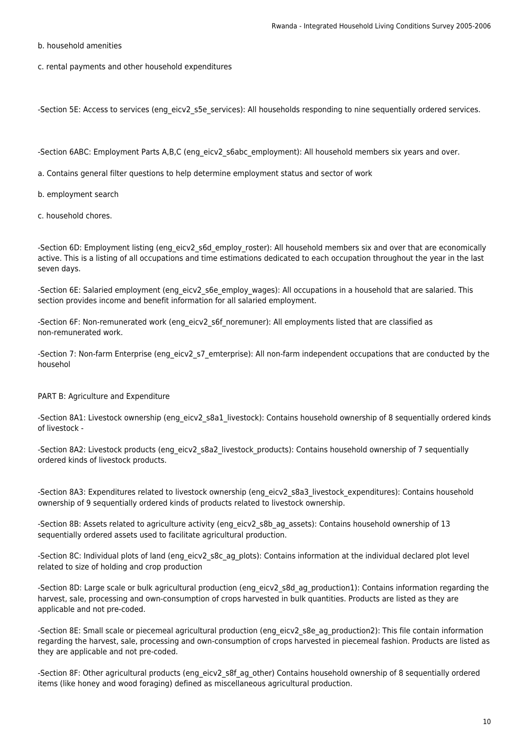b. household amenities

c. rental payments and other household expenditures

-Section 5E: Access to services (eng_eicv2_s5e_services): All households responding to nine sequentially ordered services.

-Section 6ABC: Employment Parts A,B,C (eng_eicv2_s6abc_employment): All household members six years and over.

a. Contains general filter questions to help determine employment status and sector of work

b. employment search

c. household chores.

-Section 6D: Employment listing (eng_eicv2_s6d_employ_roster): All household members six and over that are economically active. This is a listing of all occupations and time estimations dedicated to each occupation throughout the year in the last seven days.

-Section 6E: Salaried employment (eng_eicv2_s6e_employ_wages): All occupations in a household that are salaried. This section provides income and benefit information for all salaried employment.

-Section 6F: Non-remunerated work (eng_eicv2_s6f_noremuner): All employments listed that are classified as non-remunerated work.

-Section 7: Non-farm Enterprise (eng_eicv2_s7_emterprise): All non-farm independent occupations that are conducted by the househol

PART B: Agriculture and Expenditure

-Section 8A1: Livestock ownership (eng_eicv2_s8a1_livestock): Contains household ownership of 8 sequentially ordered kinds of livestock -

-Section 8A2: Livestock products (eng_eicv2_s8a2_livestock_products): Contains household ownership of 7 sequentially ordered kinds of livestock products.

-Section 8A3: Expenditures related to livestock ownership (eng_eicv2_s8a3_livestock_expenditures): Contains household ownership of 9 sequentially ordered kinds of products related to livestock ownership.

-Section 8B: Assets related to agriculture activity (eng_eicv2_s8b_ag_assets): Contains household ownership of 13 sequentially ordered assets used to facilitate agricultural production.

-Section 8C: Individual plots of land (eng_eicv2_s8c_ag_plots): Contains information at the individual declared plot level related to size of holding and crop production

-Section 8D: Large scale or bulk agricultural production (eng_eicv2_s8d_ag_production1): Contains information regarding the harvest, sale, processing and own-consumption of crops harvested in bulk quantities. Products are listed as they are applicable and not pre-coded.

-Section 8E: Small scale or piecemeal agricultural production (eng_eicv2_s8e_ag_production2): This file contain information regarding the harvest, sale, processing and own-consumption of crops harvested in piecemeal fashion. Products are listed as they are applicable and not pre-coded.

-Section 8F: Other agricultural products (eng_eicv2_s8f_ag_other) Contains household ownership of 8 sequentially ordered items (like honey and wood foraging) defined as miscellaneous agricultural production.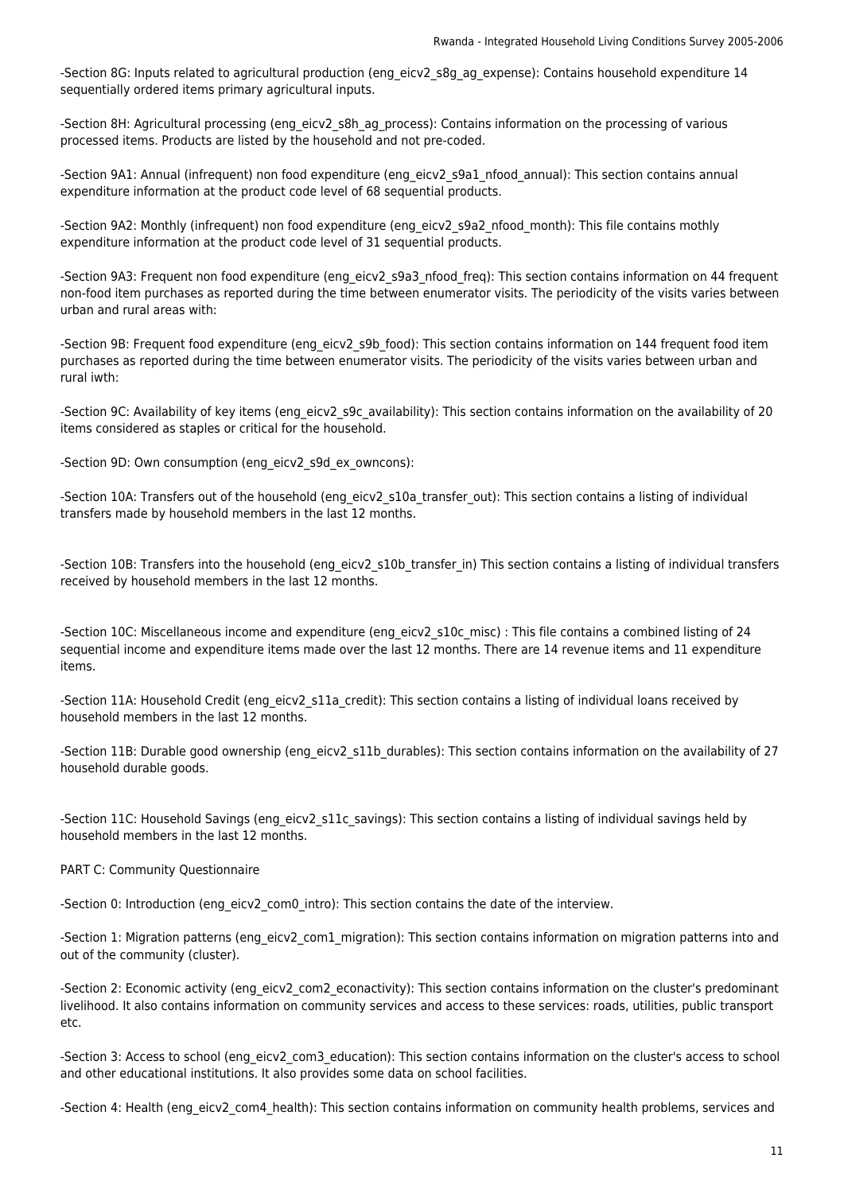-Section 8G: Inputs related to agricultural production (eng_eicv2_s8g_ag_expense): Contains household expenditure 14 sequentially ordered items primary agricultural inputs.

-Section 8H: Agricultural processing (eng_eicv2_s8h_ag_process): Contains information on the processing of various processed items. Products are listed by the household and not pre-coded.

-Section 9A1: Annual (infrequent) non food expenditure (eng_eicv2_s9a1_nfood_annual): This section contains annual expenditure information at the product code level of 68 sequential products.

-Section 9A2: Monthly (infrequent) non food expenditure (eng_eicv2_s9a2_nfood_month): This file contains mothly expenditure information at the product code level of 31 sequential products.

-Section 9A3: Frequent non food expenditure (eng_eicv2_s9a3_nfood_freq): This section contains information on 44 frequent non-food item purchases as reported during the time between enumerator visits. The periodicity of the visits varies between urban and rural areas with:

-Section 9B: Frequent food expenditure (eng_eicv2_s9b_food): This section contains information on 144 frequent food item purchases as reported during the time between enumerator visits. The periodicity of the visits varies between urban and rural iwth:

-Section 9C: Availability of key items (eng_eicv2_s9c_availability): This section contains information on the availability of 20 items considered as staples or critical for the household.

-Section 9D: Own consumption (eng_eicv2_s9d_ex_owncons):

-Section 10A: Transfers out of the household (eng_eicv2_s10a_transfer_out): This section contains a listing of individual transfers made by household members in the last 12 months.

-Section 10B: Transfers into the household (eng_eicv2_s10b_transfer_in) This section contains a listing of individual transfers received by household members in the last 12 months.

-Section 10C: Miscellaneous income and expenditure (eng_eicv2_s10c_misc) : This file contains a combined listing of 24 sequential income and expenditure items made over the last 12 months. There are 14 revenue items and 11 expenditure items.

-Section 11A: Household Credit (eng_eicv2_s11a_credit): This section contains a listing of individual loans received by household members in the last 12 months.

-Section 11B: Durable good ownership (eng_eicv2_s11b_durables): This section contains information on the availability of 27 household durable goods.

-Section 11C: Household Savings (eng_eicv2_s11c_savings): This section contains a listing of individual savings held by household members in the last 12 months.

PART C: Community Questionnaire

-Section 0: Introduction (eng_eicv2_com0_intro): This section contains the date of the interview.

-Section 1: Migration patterns (eng_eicv2_com1_migration): This section contains information on migration patterns into and out of the community (cluster).

-Section 2: Economic activity (eng_eicv2_com2_econactivity): This section contains information on the cluster's predominant livelihood. It also contains information on community services and access to these services: roads, utilities, public transport etc.

-Section 3: Access to school (eng_eicv2_com3_education): This section contains information on the cluster's access to school and other educational institutions. It also provides some data on school facilities.

-Section 4: Health (eng_eicv2_com4_health): This section contains information on community health problems, services and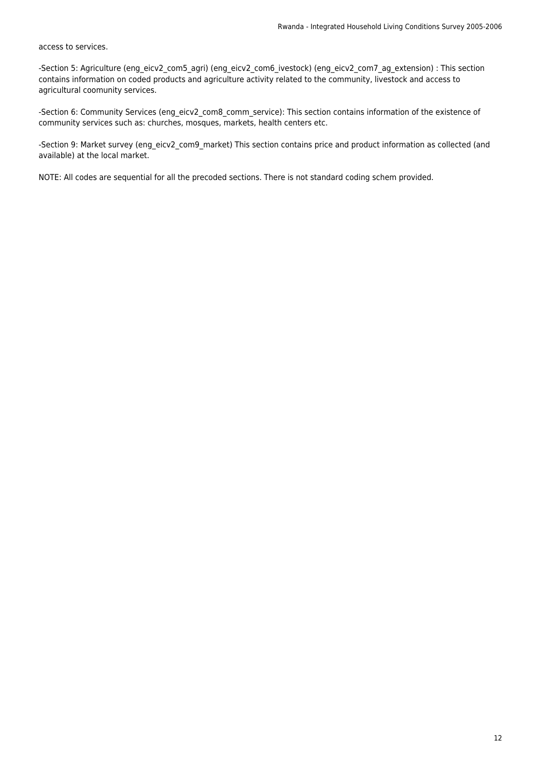access to services.

-Section 5: Agriculture (eng_eicv2_com5_agri) (eng_eicv2_com6_ivestock) (eng_eicv2_com7_ag_extension) : This section contains information on coded products and agriculture activity related to the community, livestock and access to agricultural coomunity services.

-Section 6: Community Services (eng_eicv2_com8_comm_service): This section contains information of the existence of community services such as: churches, mosques, markets, health centers etc.

-Section 9: Market survey (eng_eicv2_com9_market) This section contains price and product information as collected (and available) at the local market.

NOTE: All codes are sequential for all the precoded sections. There is not standard coding schem provided.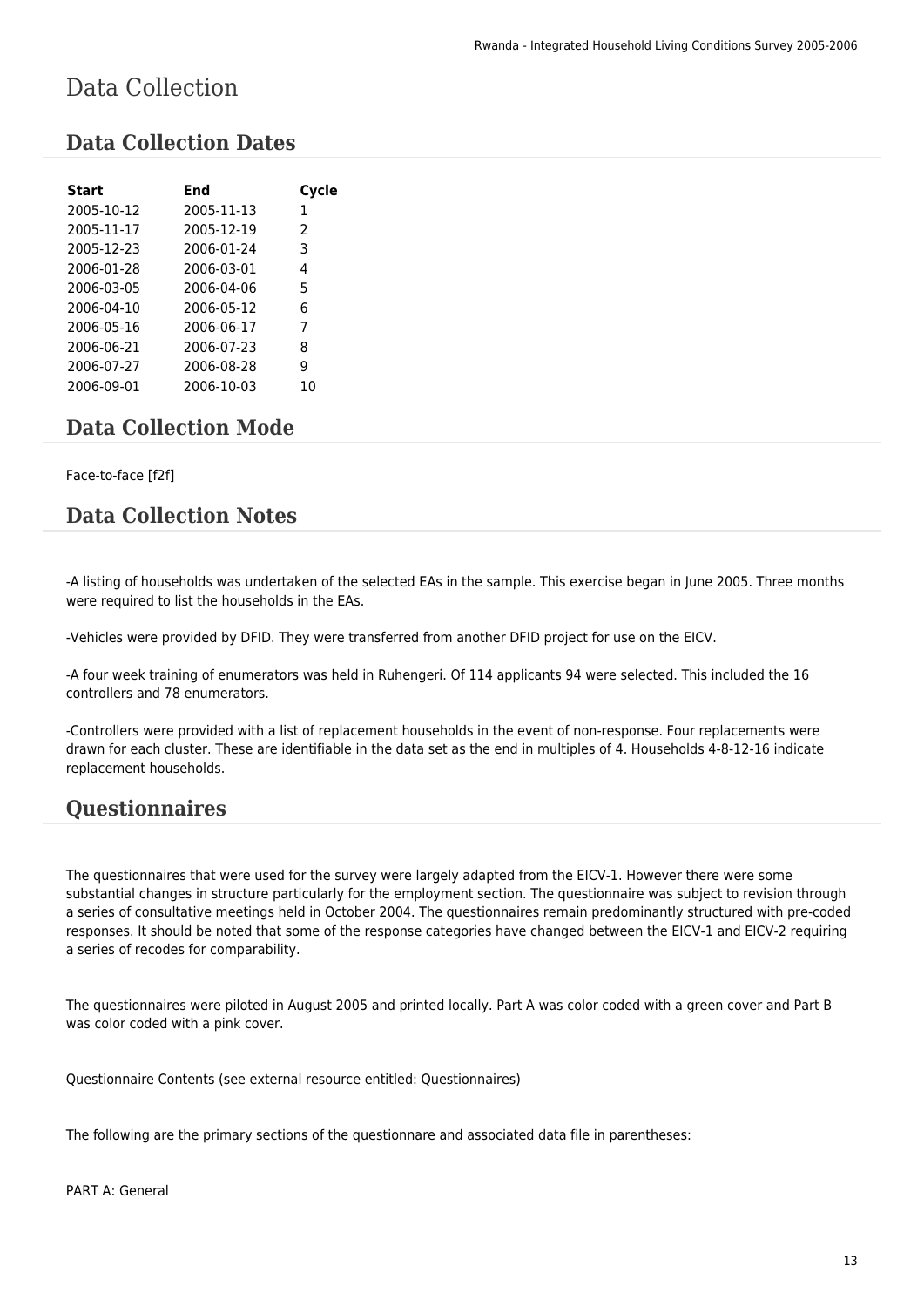# Data Collection

## Data Collection Dates

| Start | End | Cycle |
|---|---|---|
| 2005-10-12 | 2005-11-13 | 1 |
| 2005-11-17 | 2005-12-19 | 2 |
| 2005-12-23 | 2006-01-24 | 3 |
| 2006-01-28 | 2006-03-01 | 4 |
| 2006-03-05 | 2006-04-06 | 5 |
| 2006-04-10 | 2006-05-12 | 6 |
| 2006-05-16 | 2006-06-17 | 7 |
| 2006-06-21 | 2006-07-23 | 8 |
| 2006-07-27 | 2006-08-28 | 9 |
| 2006-09-01 | 2006-10-03 | 10 |

## Data Collection Mode

Face-to-face [f2f]

## Data Collection Notes

-A listing of households was undertaken of the selected EAs in the sample. This exercise began in June 2005. Three months were required to list the households in the EAs.

-Vehicles were provided by DFID. They were transferred from another DFID project for use on the EICV.

-A four week training of enumerators was held in Ruhengeri. Of 114 applicants 94 were selected. This included the 16 controllers and 78 enumerators.

-Controllers were provided with a list of replacement households in the event of non-response. Four replacements were drawn for each cluster. These are identifiable in the data set as the end in multiples of 4. Households 4-8-12-16 indicate replacement households.

## Questionnaires

The questionnaires that were used for the survey were largely adapted from the EICV-1. However there were some substantial changes in structure particularly for the employment section. The questionnaire was subject to revision through a series of consultative meetings held in October 2004. The questionnaires remain predominantly structured with pre-coded responses. It should be noted that some of the response categories have changed between the EICV-1 and EICV-2 requiring a series of recodes for comparability.

The questionnaires were piloted in August 2005 and printed locally. Part A was color coded with a green cover and Part B was color coded with a pink cover.

Questionnaire Contents (see external resource entitled: Questionnaires)

The following are the primary sections of the questionnare and associated data file in parentheses:

PART A: General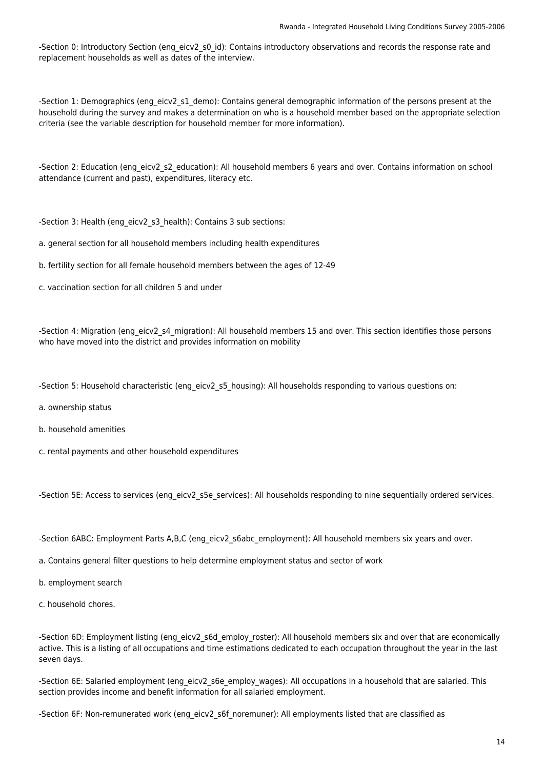-Section 0: Introductory Section (eng_eicv2_s0_id): Contains introductory observations and records the response rate and replacement households as well as dates of the interview.

-Section 1: Demographics (eng_eicv2_s1_demo): Contains general demographic information of the persons present at the household during the survey and makes a determination on who is a household member based on the appropriate selection criteria (see the variable description for household member for more information).

-Section 2: Education (eng_eicv2_s2_education): All household members 6 years and over. Contains information on school attendance (current and past), expenditures, literacy etc.

-Section 3: Health (eng_eicv2_s3_health): Contains 3 sub sections:

a. general section for all household members including health expenditures

b. fertility section for all female household members between the ages of 12-49

c. vaccination section for all children 5 and under

-Section 4: Migration (eng_eicv2_s4_migration): All household members 15 and over. This section identifies those persons who have moved into the district and provides information on mobility

-Section 5: Household characteristic (eng_eicv2_s5_housing): All households responding to various questions on:

a. ownership status

b. household amenities

c. rental payments and other household expenditures

-Section 5E: Access to services (eng_eicv2_s5e_services): All households responding to nine sequentially ordered services.

-Section 6ABC: Employment Parts A,B,C (eng_eicv2_s6abc_employment): All household members six years and over.

a. Contains general filter questions to help determine employment status and sector of work

b. employment search

c. household chores.

-Section 6D: Employment listing (eng_eicv2_s6d_employ_roster): All household members six and over that are economically active. This is a listing of all occupations and time estimations dedicated to each occupation throughout the year in the last seven days.

-Section 6E: Salaried employment (eng_eicv2_s6e_employ_wages): All occupations in a household that are salaried. This section provides income and benefit information for all salaried employment.

-Section 6F: Non-remunerated work (eng_eicv2_s6f_noremuner): All employments listed that are classified as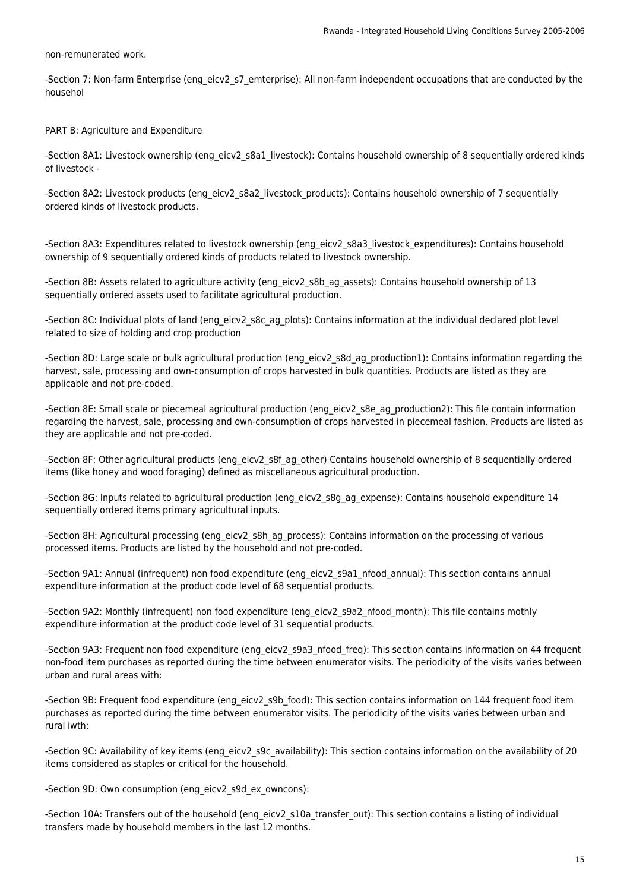non-remunerated work.

-Section 7: Non-farm Enterprise (eng_eicv2_s7_emterprise): All non-farm independent occupations that are conducted by the househol

PART B: Agriculture and Expenditure

-Section 8A1: Livestock ownership (eng_eicv2_s8a1_livestock): Contains household ownership of 8 sequentially ordered kinds of livestock -

-Section 8A2: Livestock products (eng_eicv2_s8a2_livestock_products): Contains household ownership of 7 sequentially ordered kinds of livestock products.

-Section 8A3: Expenditures related to livestock ownership (eng_eicv2_s8a3_livestock_expenditures): Contains household ownership of 9 sequentially ordered kinds of products related to livestock ownership.

-Section 8B: Assets related to agriculture activity (eng_eicv2_s8b_ag_assets): Contains household ownership of 13 sequentially ordered assets used to facilitate agricultural production.

-Section 8C: Individual plots of land (eng_eicv2_s8c_ag_plots): Contains information at the individual declared plot level related to size of holding and crop production

-Section 8D: Large scale or bulk agricultural production (eng_eicv2_s8d_ag_production1): Contains information regarding the harvest, sale, processing and own-consumption of crops harvested in bulk quantities. Products are listed as they are applicable and not pre-coded.

-Section 8E: Small scale or piecemeal agricultural production (eng_eicv2_s8e_ag_production2): This file contain information regarding the harvest, sale, processing and own-consumption of crops harvested in piecemeal fashion. Products are listed as they are applicable and not pre-coded.

-Section 8F: Other agricultural products (eng_eicv2_s8f_ag_other) Contains household ownership of 8 sequentially ordered items (like honey and wood foraging) defined as miscellaneous agricultural production.

-Section 8G: Inputs related to agricultural production (eng_eicv2_s8g_ag_expense): Contains household expenditure 14 sequentially ordered items primary agricultural inputs.

-Section 8H: Agricultural processing (eng_eicv2_s8h_ag_process): Contains information on the processing of various processed items. Products are listed by the household and not pre-coded.

-Section 9A1: Annual (infrequent) non food expenditure (eng_eicv2_s9a1_nfood_annual): This section contains annual expenditure information at the product code level of 68 sequential products.

-Section 9A2: Monthly (infrequent) non food expenditure (eng_eicv2_s9a2_nfood_month): This file contains mothly expenditure information at the product code level of 31 sequential products.

-Section 9A3: Frequent non food expenditure (eng_eicv2_s9a3_nfood_freq): This section contains information on 44 frequent non-food item purchases as reported during the time between enumerator visits. The periodicity of the visits varies between urban and rural areas with:

-Section 9B: Frequent food expenditure (eng_eicv2_s9b_food): This section contains information on 144 frequent food item purchases as reported during the time between enumerator visits. The periodicity of the visits varies between urban and rural iwth:

-Section 9C: Availability of key items (eng_eicv2_s9c_availability): This section contains information on the availability of 20 items considered as staples or critical for the household.

-Section 9D: Own consumption (eng_eicv2_s9d_ex_owncons):

-Section 10A: Transfers out of the household (eng_eicv2_s10a_transfer_out): This section contains a listing of individual transfers made by household members in the last 12 months.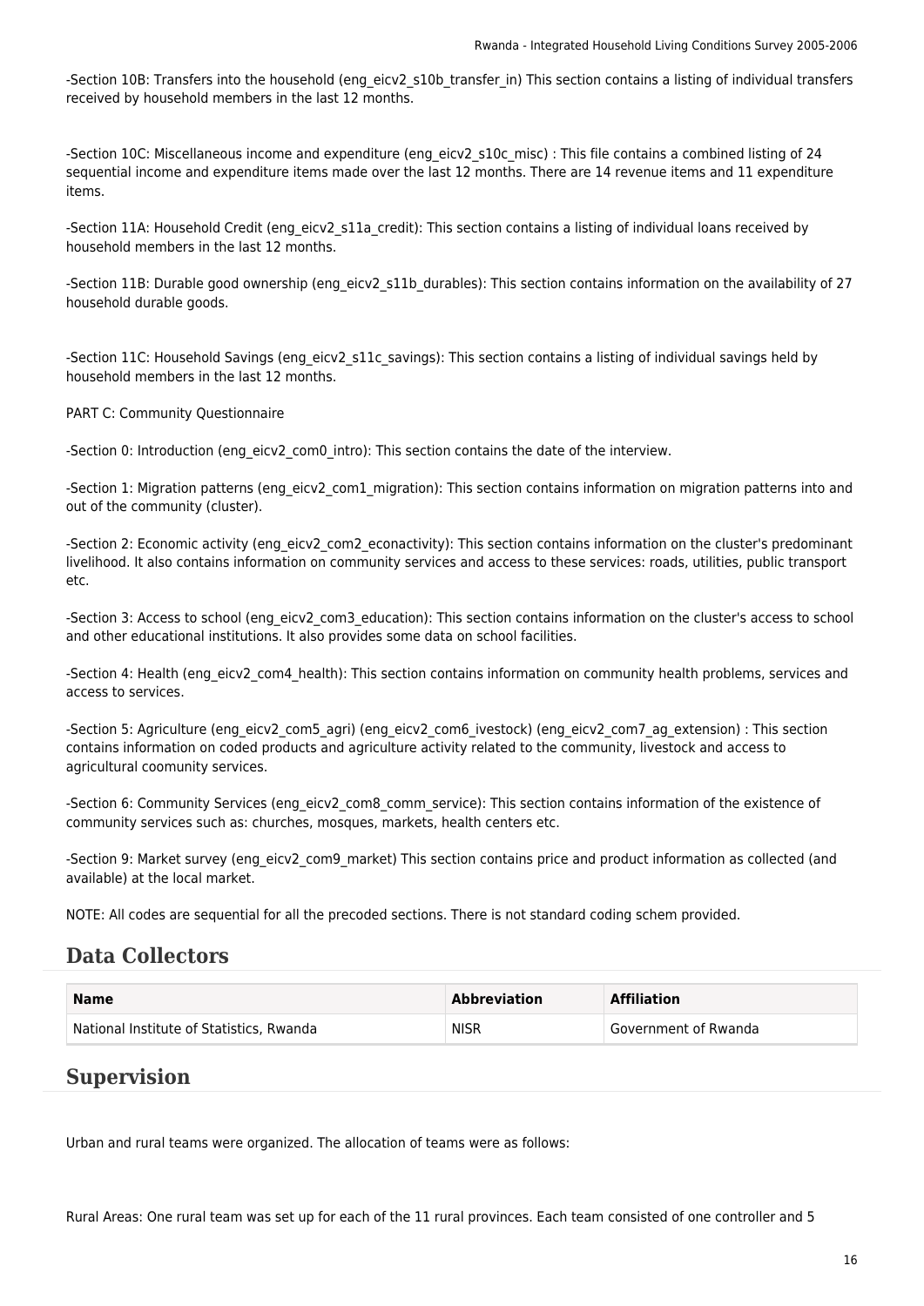-Section 10B: Transfers into the household (eng_eicv2_s10b_transfer_in) This section contains a listing of individual transfers received by household members in the last 12 months.

-Section 10C: Miscellaneous income and expenditure (eng_eicv2_s10c_misc) : This file contains a combined listing of 24 sequential income and expenditure items made over the last 12 months. There are 14 revenue items and 11 expenditure items.

-Section 11A: Household Credit (eng_eicv2_s11a_credit): This section contains a listing of individual loans received by household members in the last 12 months.

-Section 11B: Durable good ownership (eng_eicv2_s11b_durables): This section contains information on the availability of 27 household durable goods.

-Section 11C: Household Savings (eng_eicv2_s11c_savings): This section contains a listing of individual savings held by household members in the last 12 months.

PART C: Community Questionnaire

-Section 0: Introduction (eng_eicv2_com0_intro): This section contains the date of the interview.

-Section 1: Migration patterns (eng_eicv2_com1_migration): This section contains information on migration patterns into and out of the community (cluster).

-Section 2: Economic activity (eng_eicv2_com2_econactivity): This section contains information on the cluster's predominant livelihood. It also contains information on community services and access to these services: roads, utilities, public transport etc.

-Section 3: Access to school (eng_eicv2_com3_education): This section contains information on the cluster's access to school and other educational institutions. It also provides some data on school facilities.

-Section 4: Health (eng_eicv2_com4_health): This section contains information on community health problems, services and access to services.

-Section 5: Agriculture (eng_eicv2_com5_agri) (eng_eicv2_com6_ivestock) (eng_eicv2_com7_ag_extension) : This section contains information on coded products and agriculture activity related to the community, livestock and access to agricultural coomunity services.

-Section 6: Community Services (eng_eicv2_com8_comm_service): This section contains information of the existence of community services such as: churches, mosques, markets, health centers etc.

-Section 9: Market survey (eng_eicv2_com9_market) This section contains price and product information as collected (and available) at the local market.

NOTE: All codes are sequential for all the precoded sections. There is not standard coding schem provided.

## Data Collectors

| Name | Abbreviation | Affiliation |
| --- | --- | --- |
| National Institute of Statistics, Rwanda | NISR | Government of Rwanda |

## Supervision

Urban and rural teams were organized. The allocation of teams were as follows:

Rural Areas: One rural team was set up for each of the 11 rural provinces. Each team consisted of one controller and 5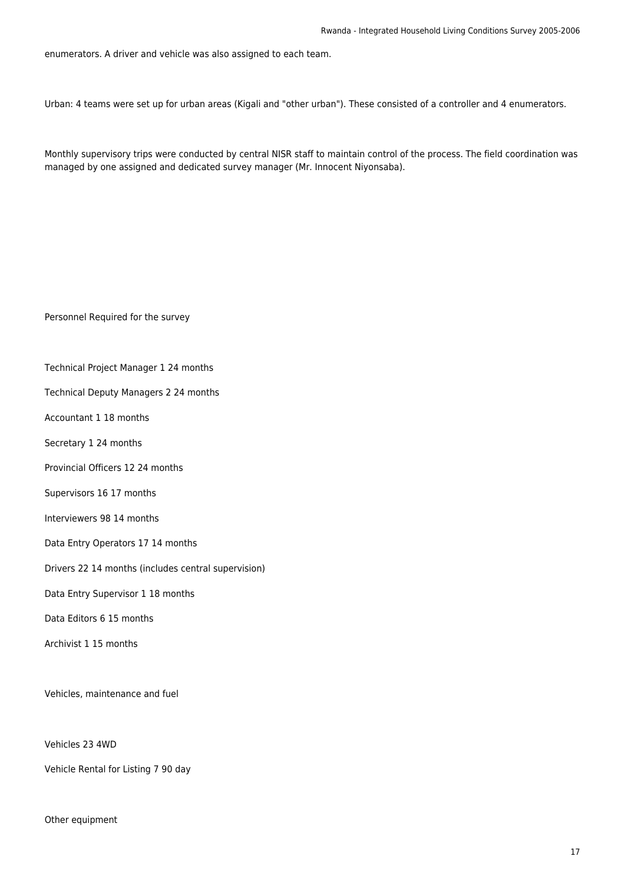enumerators. A driver and vehicle was also assigned to each team.

Urban: 4 teams were set up for urban areas (Kigali and "other urban"). These consisted of a controller and 4 enumerators.

Monthly supervisory trips were conducted by central NISR staff to maintain control of the process. The field coordination was managed by one assigned and dedicated survey manager (Mr. Innocent Niyonsaba).

Personnel Required for the survey

Technical Project Manager 1 24 months

Technical Deputy Managers 2 24 months

Accountant 1 18 months

Secretary 1 24 months

Provincial Officers 12 24 months

Supervisors 16 17 months

Interviewers 98 14 months

Data Entry Operators 17 14 months

Drivers 22 14 months (includes central supervision)

Data Entry Supervisor 1 18 months

Data Editors 6 15 months

Archivist 1 15 months

Vehicles, maintenance and fuel

Vehicles 23 4WD

Vehicle Rental for Listing 7 90 day

Other equipment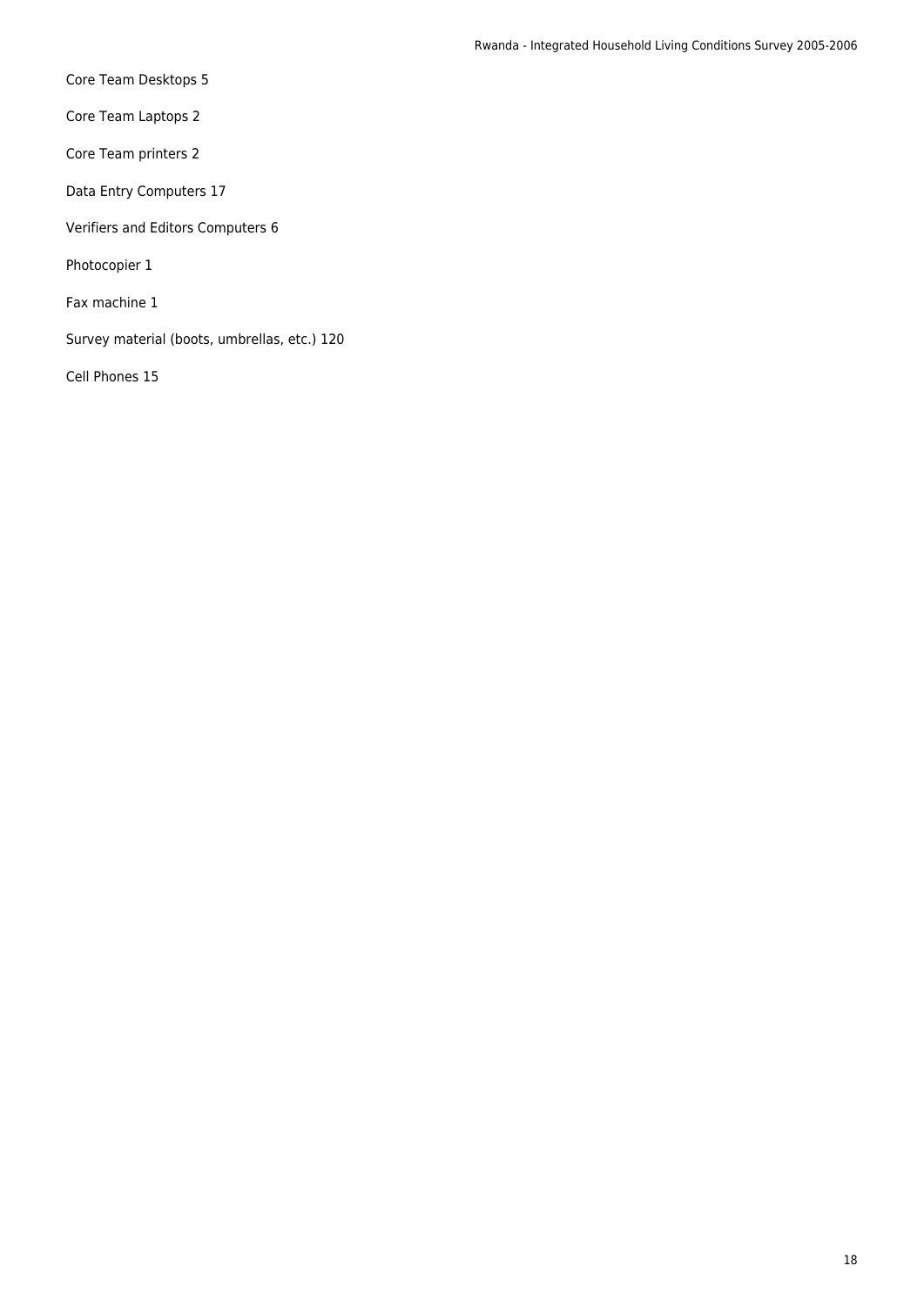Core Team Desktops 5

Core Team Laptops 2

Core Team printers 2

Data Entry Computers 17

Verifiers and Editors Computers 6

Photocopier 1

Fax machine 1

Survey material (boots, umbrellas, etc.) 120

Cell Phones 15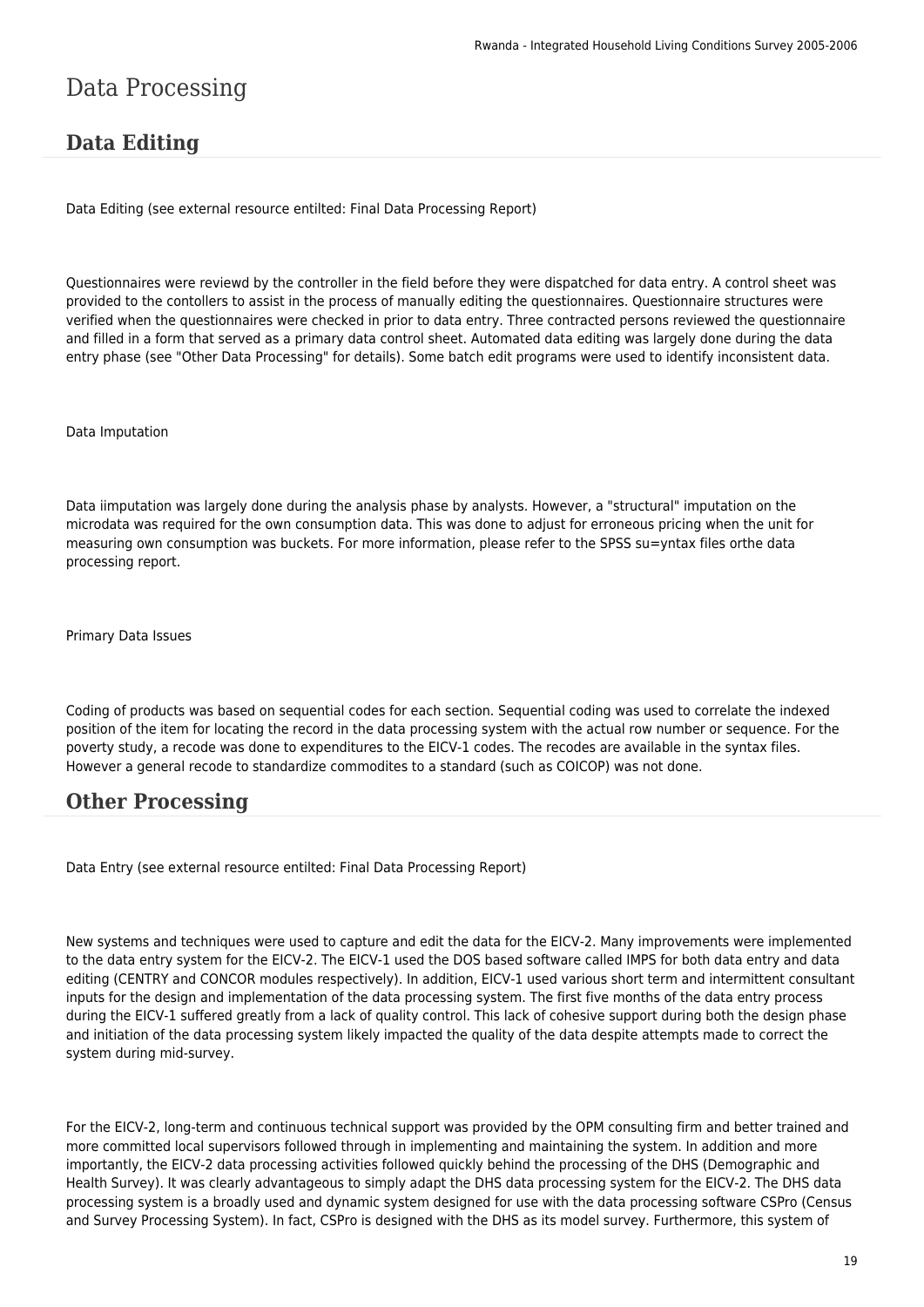# Data Processing

## Data Editing

Data Editing (see external resource entilted: Final Data Processing Report)

Questionnaires were reviewd by the controller in the field before they were dispatched for data entry. A control sheet was provided to the contollers to assist in the process of manually editing the questionnaires. Questionnaire structures were verified when the questionnaires were checked in prior to data entry. Three contracted persons reviewed the questionnaire and filled in a form that served as a primary data control sheet. Automated data editing was largely done during the data entry phase (see "Other Data Processing" for details). Some batch edit programs were used to identify inconsistent data.

Data Imputation

Data iimputation was largely done during the analysis phase by analysts. However, a "structural" imputation on the microdata was required for the own consumption data. This was done to adjust for erroneous pricing when the unit for measuring own consumption was buckets. For more information, please refer to the SPSS su=yntax files orthe data processing report.

Primary Data Issues

Coding of products was based on sequential codes for each section. Sequential coding was used to correlate the indexed position of the item for locating the record in the data processing system with the actual row number or sequence. For the poverty study, a recode was done to expenditures to the EICV-1 codes. The recodes are available in the syntax files. However a general recode to standardize commodites to a standard (such as COICOP) was not done.

## Other Processing

Data Entry (see external resource entilted: Final Data Processing Report)

New systems and techniques were used to capture and edit the data for the EICV-2. Many improvements were implemented to the data entry system for the EICV-2. The EICV-1 used the DOS based software called IMPS for both data entry and data editing (CENTRY and CONCOR modules respectively). In addition, EICV-1 used various short term and intermittent consultant inputs for the design and implementation of the data processing system. The first five months of the data entry process during the EICV-1 suffered greatly from a lack of quality control. This lack of cohesive support during both the design phase and initiation of the data processing system likely impacted the quality of the data despite attempts made to correct the system during mid-survey.

For the EICV-2, long-term and continuous technical support was provided by the OPM consulting firm and better trained and more committed local supervisors followed through in implementing and maintaining the system. In addition and more importantly, the EICV-2 data processing activities followed quickly behind the processing of the DHS (Demographic and Health Survey). It was clearly advantageous to simply adapt the DHS data processing system for the EICV-2. The DHS data processing system is a broadly used and dynamic system designed for use with the data processing software CSPro (Census and Survey Processing System). In fact, CSPro is designed with the DHS as its model survey. Furthermore, this system of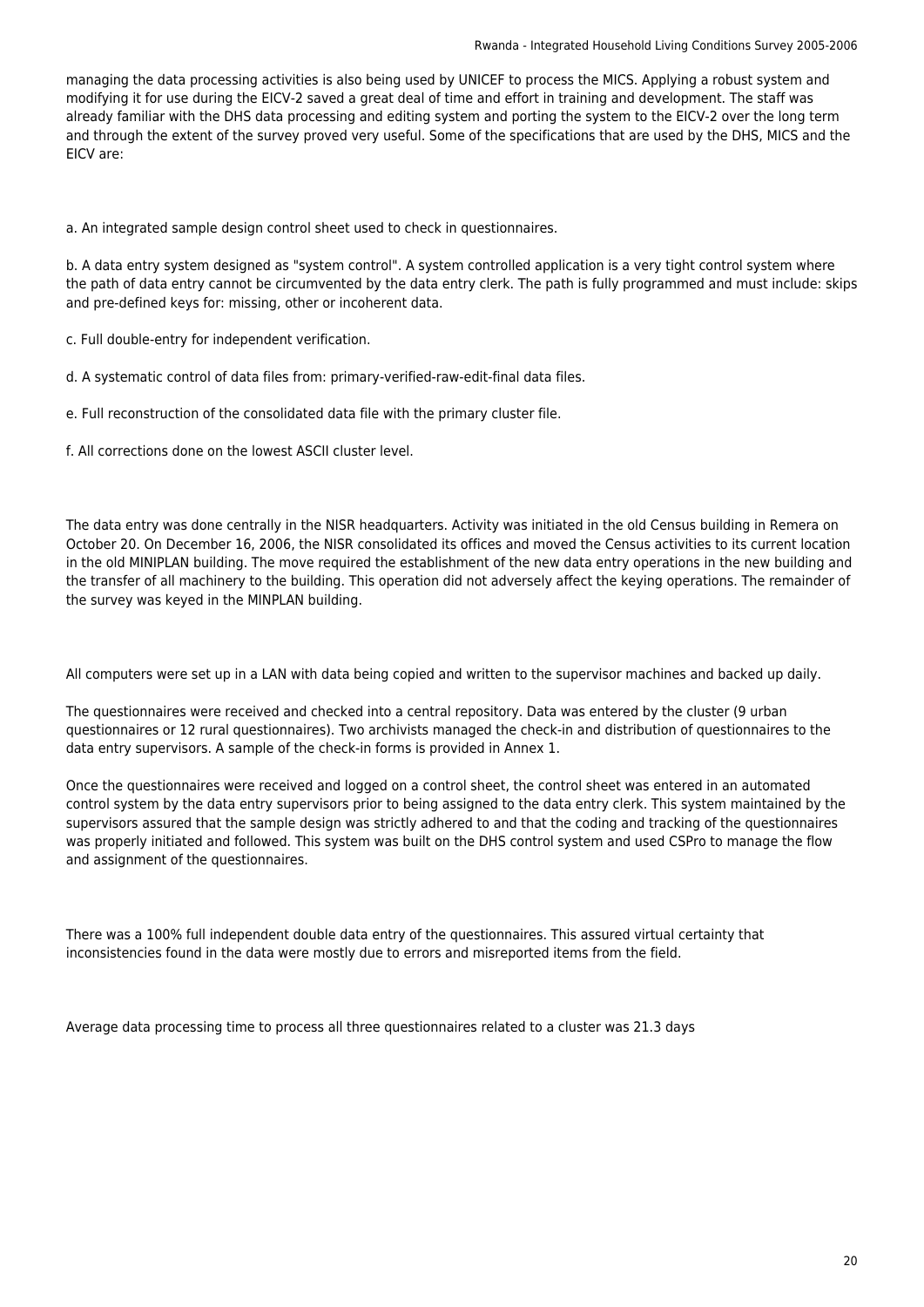managing the data processing activities is also being used by UNICEF to process the MICS. Applying a robust system and modifying it for use during the EICV-2 saved a great deal of time and effort in training and development. The staff was already familiar with the DHS data processing and editing system and porting the system to the EICV-2 over the long term and through the extent of the survey proved very useful. Some of the specifications that are used by the DHS, MICS and the EICV are:

a. An integrated sample design control sheet used to check in questionnaires.

b. A data entry system designed as "system control". A system controlled application is a very tight control system where the path of data entry cannot be circumvented by the data entry clerk. The path is fully programmed and must include: skips and pre-defined keys for: missing, other or incoherent data.

c. Full double-entry for independent verification.

d. A systematic control of data files from: primary-verified-raw-edit-final data files.

e. Full reconstruction of the consolidated data file with the primary cluster file.

f. All corrections done on the lowest ASCII cluster level.

The data entry was done centrally in the NISR headquarters. Activity was initiated in the old Census building in Remera on October 20. On December 16, 2006, the NISR consolidated its offices and moved the Census activities to its current location in the old MINIPLAN building. The move required the establishment of the new data entry operations in the new building and the transfer of all machinery to the building. This operation did not adversely affect the keying operations. The remainder of the survey was keyed in the MINPLAN building.

All computers were set up in a LAN with data being copied and written to the supervisor machines and backed up daily.

The questionnaires were received and checked into a central repository. Data was entered by the cluster (9 urban questionnaires or 12 rural questionnaires). Two archivists managed the check-in and distribution of questionnaires to the data entry supervisors. A sample of the check-in forms is provided in Annex 1.

Once the questionnaires were received and logged on a control sheet, the control sheet was entered in an automated control system by the data entry supervisors prior to being assigned to the data entry clerk. This system maintained by the supervisors assured that the sample design was strictly adhered to and that the coding and tracking of the questionnaires was properly initiated and followed. This system was built on the DHS control system and used CSPro to manage the flow and assignment of the questionnaires.

There was a 100% full independent double data entry of the questionnaires. This assured virtual certainty that inconsistencies found in the data were mostly due to errors and misreported items from the field.

Average data processing time to process all three questionnaires related to a cluster was 21.3 days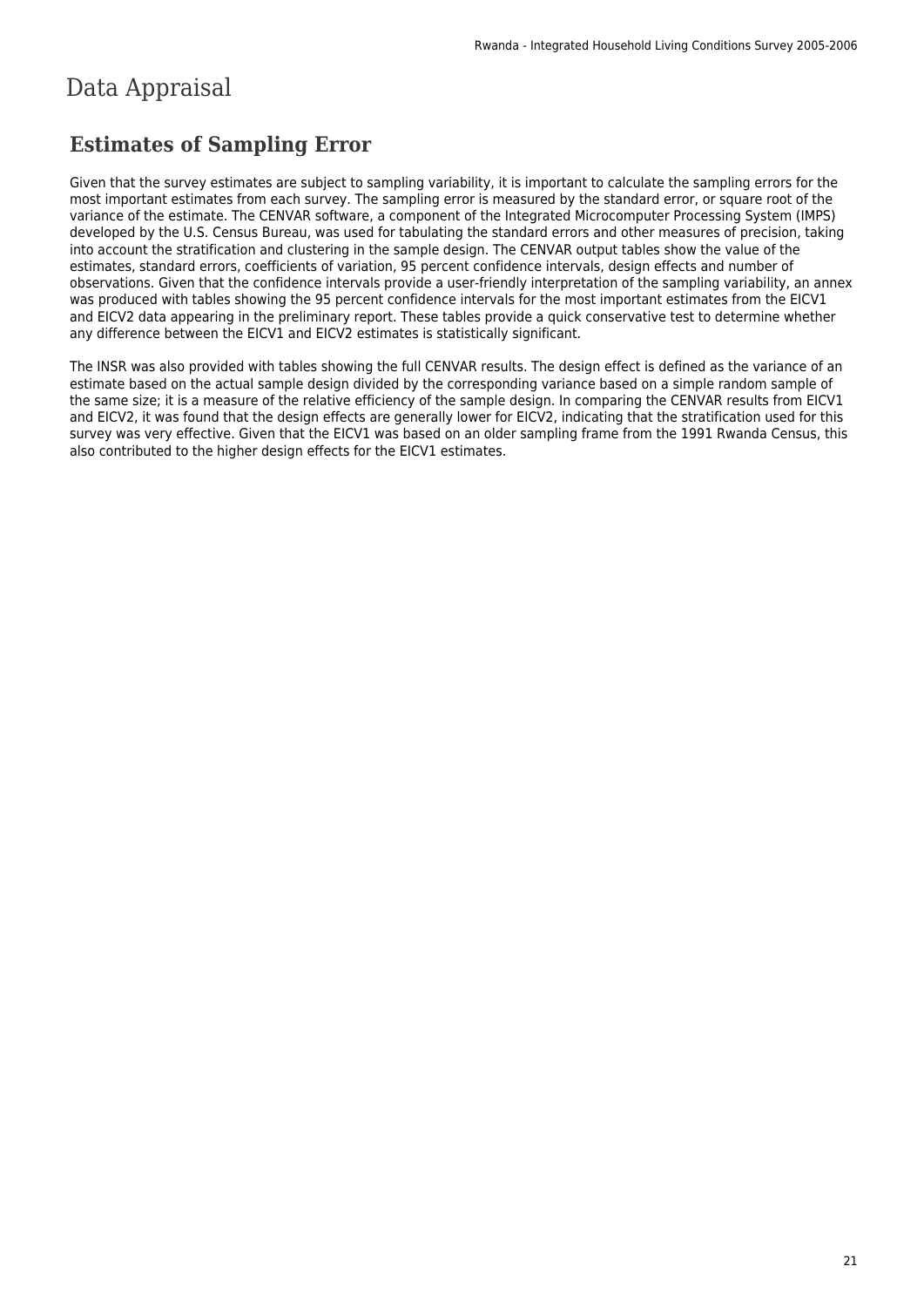# Data Appraisal

## Estimates of Sampling Error

Given that the survey estimates are subject to sampling variability, it is important to calculate the sampling errors for the most important estimates from each survey. The sampling error is measured by the standard error, or square root of the variance of the estimate. The CENVAR software, a component of the Integrated Microcomputer Processing System (IMPS) developed by the U.S. Census Bureau, was used for tabulating the standard errors and other measures of precision, taking into account the stratification and clustering in the sample design. The CENVAR output tables show the value of the estimates, standard errors, coefficients of variation, 95 percent confidence intervals, design effects and number of observations. Given that the confidence intervals provide a user-friendly interpretation of the sampling variability, an annex was produced with tables showing the 95 percent confidence intervals for the most important estimates from the EICV1 and EICV2 data appearing in the preliminary report. These tables provide a quick conservative test to determine whether any difference between the EICV1 and EICV2 estimates is statistically significant.

The INSR was also provided with tables showing the full CENVAR results. The design effect is defined as the variance of an estimate based on the actual sample design divided by the corresponding variance based on a simple random sample of the same size; it is a measure of the relative efficiency of the sample design. In comparing the CENVAR results from EICV1 and EICV2, it was found that the design effects are generally lower for EICV2, indicating that the stratification used for this survey was very effective. Given that the EICV1 was based on an older sampling frame from the 1991 Rwanda Census, this also contributed to the higher design effects for the EICV1 estimates.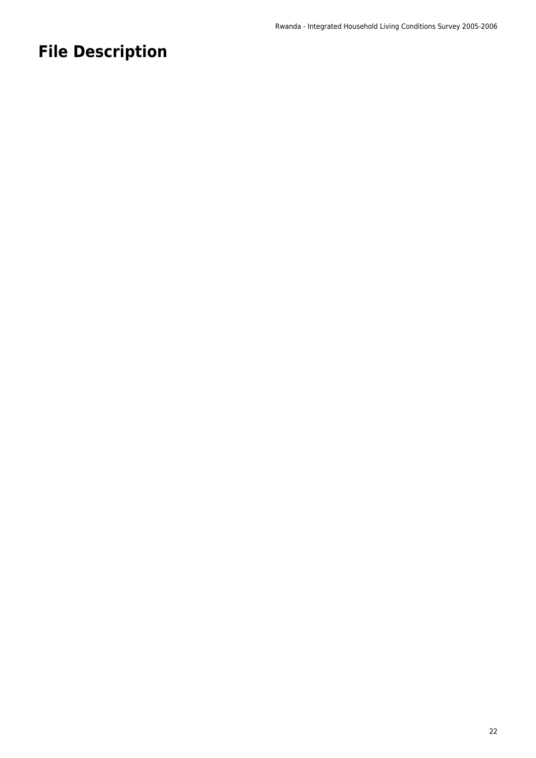# File Description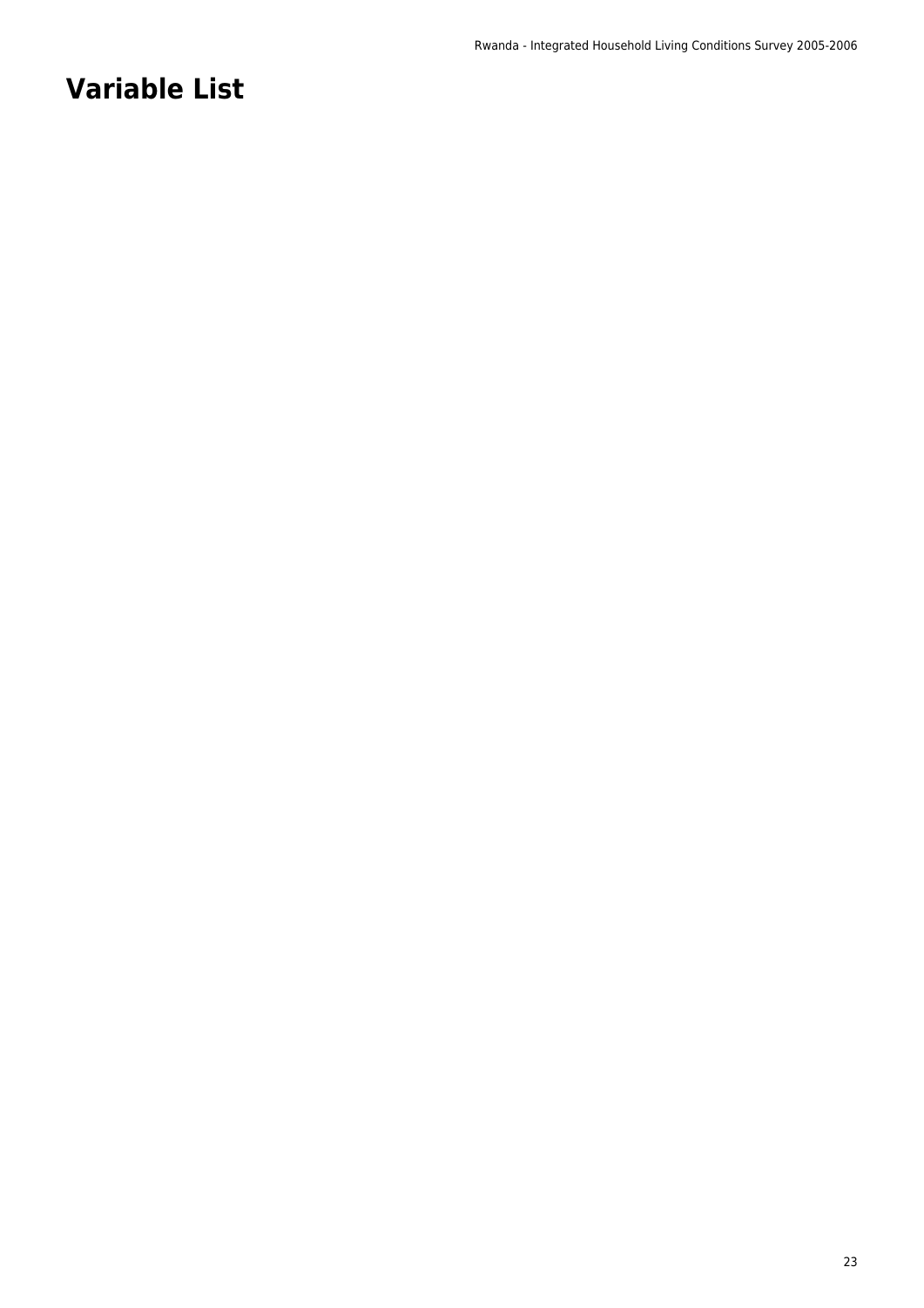# Variable List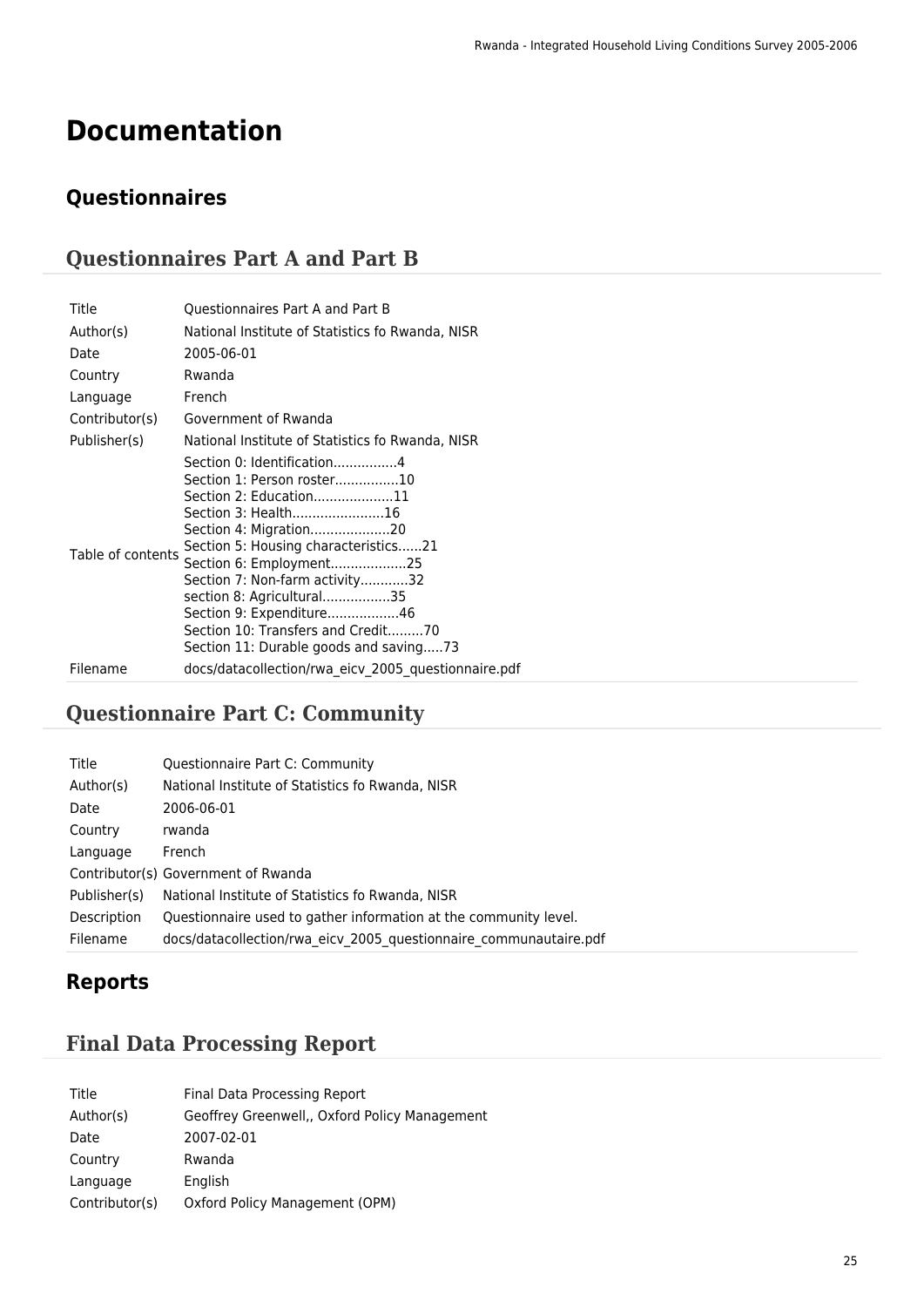# Documentation

## Questionnaires

### Questionnaires Part A and Part B

| | |
|---|---|
| Title | Questionnaires Part A and Part B |
| Author(s) | National Institute of Statistics fo Rwanda, NISR |
| Date | 2005-06-01 |
| Country | Rwanda |
| Language | French |
| Contributor(s) | Government of Rwanda |
| Publisher(s) | National Institute of Statistics fo Rwanda, NISR |
| Table of contents | Section 0: Identification................4<br>Section 1: Person roster................10<br>Section 2: Education....................11<br>Section 3: Health.......................16<br>Section 4: Migration....................20<br>Section 5: Housing characteristics......21<br>Section 6: Employment..................25<br>Section 7: Non-farm activity............32<br>section 8: Agricultural.................35<br>Section 9: Expenditure..................46<br>Section 10: Transfers and Credit.........70<br>Section 11: Durable goods and saving.....73 |
| Filename | docs/datacollection/rwa_eicv_2005_questionnaire.pdf |

### Questionnaire Part C: Community

| | |
|---|---|
| Title | Questionnaire Part C: Community |
| Author(s) | National Institute of Statistics fo Rwanda, NISR |
| Date | 2006-06-01 |
| Country | rwanda |
| Language | French |
| Contributor(s) | Government of Rwanda |
| Publisher(s) | National Institute of Statistics fo Rwanda, NISR |
| Description | Questionnaire used to gather information at the community level. |
| Filename | docs/datacollection/rwa_eicv_2005_questionnaire_communautaire.pdf |

## Reports

### Final Data Processing Report

| | |
|---|---|
| Title | Final Data Processing Report |
| Author(s) | Geoffrey Greenwell,, Oxford Policy Management |
| Date | 2007-02-01 |
| Country | Rwanda |
| Language | English |
| Contributor(s) | Oxford Policy Management (OPM) |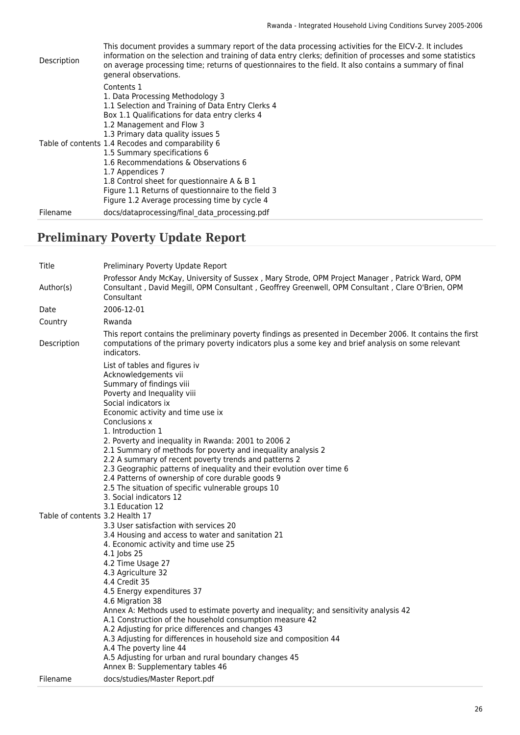| | |
|---|---|
| Description | This document provides a summary report of the data processing activities for the EICV-2. It includes information on the selection and training of data entry clerks; definition of processes and some statistics on average processing time; returns of questionnaires to the field. It also contains a summary of final general observations. |
| Table of contents | Contents 1<br>1. Data Processing Methodology 3<br>1.1 Selection and Training of Data Entry Clerks 4<br>Box 1.1 Qualifications for data entry clerks 4<br>1.2 Management and Flow 3<br>1.3 Primary data quality issues 5<br>1.4 Recodes and comparability 6<br>1.5 Summary specifications 6<br>1.6 Recommendations & Observations 6<br>1.7 Appendices 7<br>1.8 Control sheet for questionnaire A & B 1<br>Figure 1.1 Returns of questionnaire to the field 3<br>Figure 1.2 Average processing time by cycle 4 |
| Filename | docs/dataprocessing/final_data_processing.pdf |

## Preliminary Poverty Update Report

| | |
|---|---|
| Title | Preliminary Poverty Update Report |
| Author(s) | Professor Andy McKay, University of Sussex , Mary Strode, OPM Project Manager , Patrick Ward, OPM Consultant , David Megill, OPM Consultant , Geoffrey Greenwell, OPM Consultant , Clare O'Brien, OPM Consultant |
| Date | 2006-12-01 |
| Country | Rwanda |
| Description | This report contains the preliminary poverty findings as presented in December 2006. It contains the first computations of the primary poverty indicators plus a some key and brief analysis on some relevant indicators. |
| Table of contents | List of tables and figures iv<br>Acknowledgements vii<br>Summary of findings viii<br>Poverty and Inequality viii<br>Social indicators ix<br>Economic activity and time use ix<br>Conclusions x<br>1. Introduction 1<br>2. Poverty and inequality in Rwanda: 2001 to 2006 2<br>2.1 Summary of methods for poverty and inequality analysis 2<br>2.2 A summary of recent poverty trends and patterns 2<br>2.3 Geographic patterns of inequality and their evolution over time 6<br>2.4 Patterns of ownership of core durable goods 9<br>2.5 The situation of specific vulnerable groups 10<br>3. Social indicators 12<br>3.1 Education 12<br>3.2 Health 17<br>3.3 User satisfaction with services 20<br>3.4 Housing and access to water and sanitation 21<br>4. Economic activity and time use 25<br>4.1 Jobs 25<br>4.2 Time Usage 27<br>4.3 Agriculture 32<br>4.4 Credit 35<br>4.5 Energy expenditures 37<br>4.6 Migration 38<br>Annex A: Methods used to estimate poverty and inequality; and sensitivity analysis 42<br>A.1 Construction of the household consumption measure 42<br>A.2 Adjusting for price differences and changes 43<br>A.3 Adjusting for differences in household size and composition 44<br>A.4 The poverty line 44<br>A.5 Adjusting for urban and rural boundary changes 45<br>Annex B: Supplementary tables 46 |
| Filename | docs/studies/Master Report.pdf |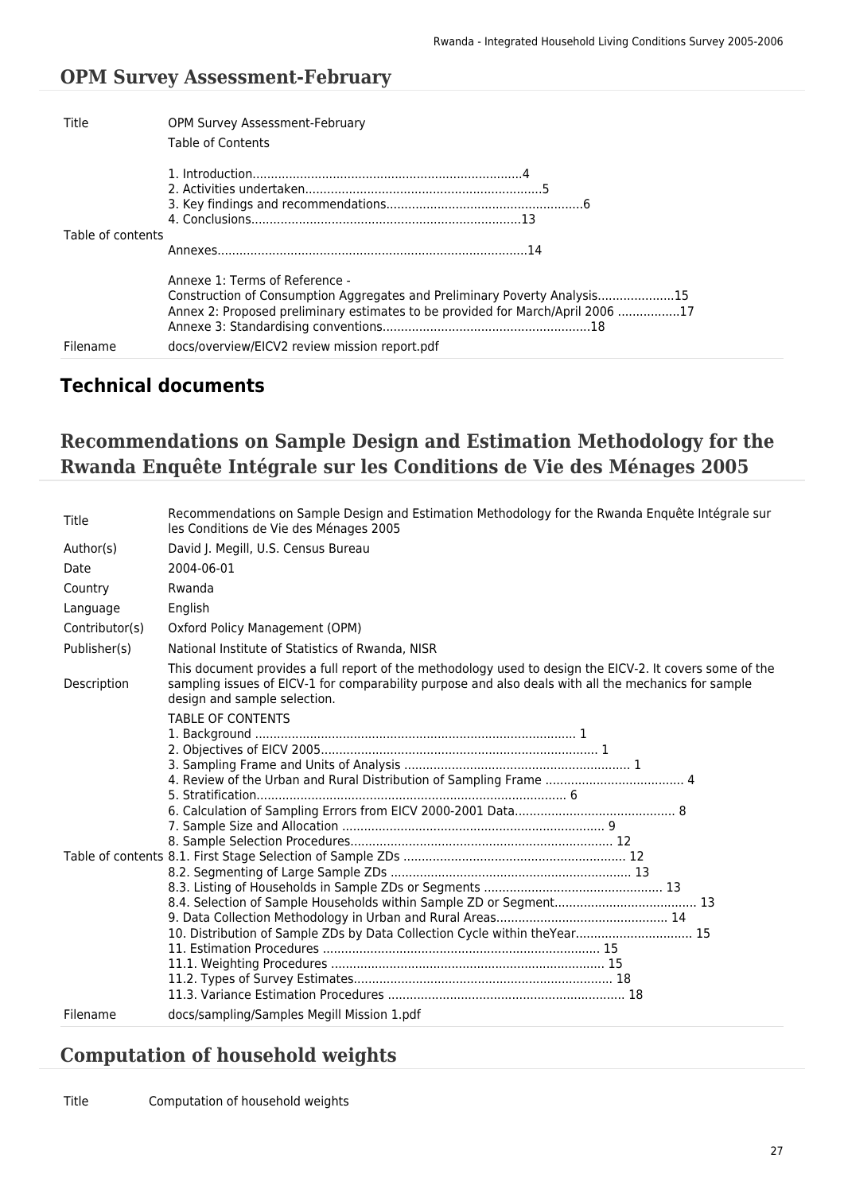## OPM Survey Assessment-February

| | |
|---|---|
| Title | OPM Survey Assessment-February |
| Table of contents | Table of Contents<br><br>1. Introduction..........................................................................4<br>2. Activities undertaken................................................................5<br>3. Key findings and recommendations......................................................6<br>4. Conclusions..........................................................................13<br><br>Annexes....................................................................................14<br><br>Annexe 1: Terms of Reference -<br>Construction of Consumption Aggregates and Preliminary Poverty Analysis.....................15<br>Annex 2: Proposed preliminary estimates to be provided for March/April 2006 ................17<br>Annexe 3: Standardising conventions.........................................................18 |
| Filename | docs/overview/EICV2 review mission report.pdf |

# Technical documents

## Recommendations on Sample Design and Estimation Methodology for the Rwanda Enquête Intégrale sur les Conditions de Vie des Ménages 2005

| | |
|---|---|
| Title | Recommendations on Sample Design and Estimation Methodology for the Rwanda Enquête Intégrale sur les Conditions de Vie des Ménages 2005 |
| Author(s) | David J. Megill, U.S. Census Bureau |
| Date | 2004-06-01 |
| Country | Rwanda |
| Language | English |
| Contributor(s) | Oxford Policy Management (OPM) |
| Publisher(s) | National Institute of Statistics of Rwanda, NISR |
| Description | This document provides a full report of the methodology used to design the EICV-2. It covers some of the sampling issues of EICV-1 for comparability purpose and also deals with all the mechanics for sample design and sample selection. |
| Table of contents | TABLE OF CONTENTS<br>1. Background ....................................................................................... 1<br>2. Objectives of EICV 2005........................................................................... 1<br>3. Sampling Frame and Units of Analysis .............................................................. 1<br>4. Review of the Urban and Rural Distribution of Sampling Frame ...................................... 4<br>5. Stratification..................................................................................... 6<br>6. Calculation of Sampling Errors from EICV 2000-2001 Data............................................ 8<br>7. Sample Size and Allocation ........................................................................ 9<br>8. Sample Selection Procedures........................................................................ 12<br>8.1. First Stage Selection of Sample ZDs ............................................................. 12<br>8.2. Segmenting of Large Sample ZDs .................................................................. 13<br>8.3. Listing of Households in Sample ZDs or Segments ................................................. 13<br>8.4. Selection of Sample Households within Sample ZD or Segment....................................... 13<br>9. Data Collection Methodology in Urban and Rural Areas............................................... 14<br>10. Distribution of Sample ZDs by Data Collection Cycle within theYear................................ 15<br>11. Estimation Procedures ............................................................................ 15<br>11.1. Weighting Procedures ........................................................................... 15<br>11.2. Types of Survey Estimates....................................................................... 18<br>11.3. Variance Estimation Procedures ................................................................. 18 |
| Filename | docs/sampling/Samples Megill Mission 1.pdf |

## Computation of household weights

| | |
|---|---|
| Title | Computation of household weights |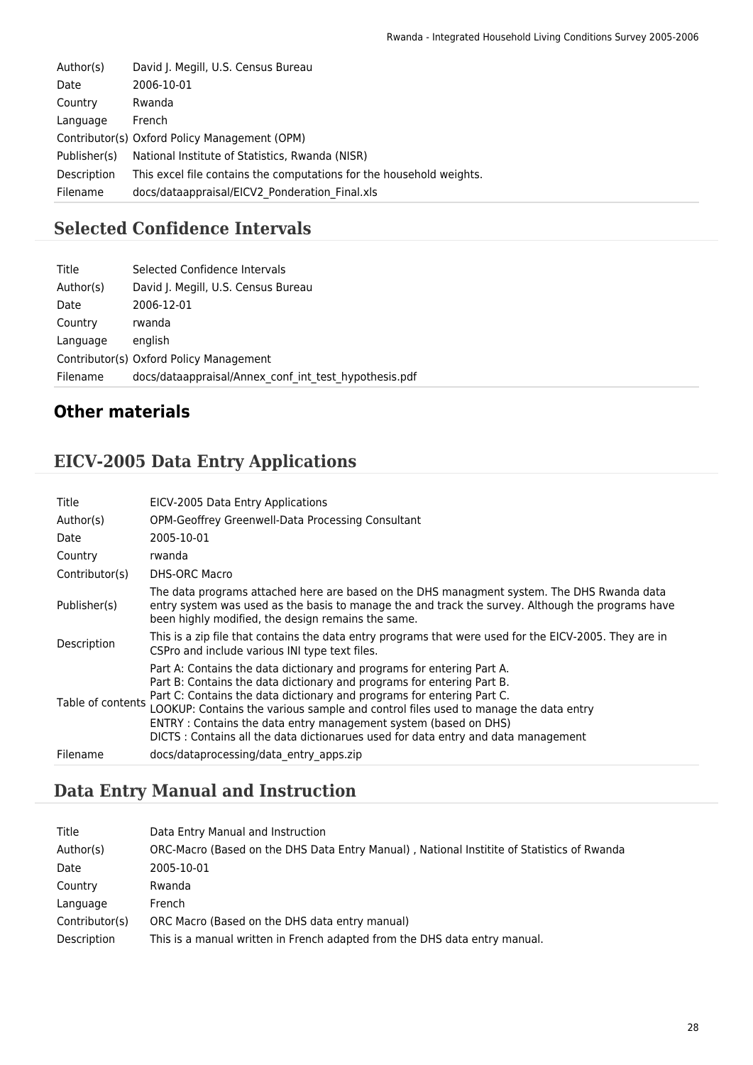| | |
|---|---|
| Author(s) | David J. Megill, U.S. Census Bureau |
| Date | 2006-10-01 |
| Country | Rwanda |
| Language | French |
| Contributor(s) | Oxford Policy Management (OPM) |
| Publisher(s) | National Institute of Statistics, Rwanda (NISR) |
| Description | This excel file contains the computations for the household weights. |
| Filename | docs/dataappraisal/EICV2_Ponderation_Final.xls |

## Selected Confidence Intervals

| | |
|---|---|
| Title | Selected Confidence Intervals |
| Author(s) | David J. Megill, U.S. Census Bureau |
| Date | 2006-12-01 |
| Country | rwanda |
| Language | english |
| Contributor(s) | Oxford Policy Management |
| Filename | docs/dataappraisal/Annex_conf_int_test_hypothesis.pdf |

# Other materials

## EICV-2005 Data Entry Applications

| | |
|---|---|
| Title | EICV-2005 Data Entry Applications |
| Author(s) | OPM-Geoffrey Greenwell-Data Processing Consultant |
| Date | 2005-10-01 |
| Country | rwanda |
| Contributor(s) | DHS-ORC Macro |
| Publisher(s) | The data programs attached here are based on the DHS managment system. The DHS Rwanda data entry system was used as the basis to manage the and track the survey. Although the programs have been highly modified, the design remains the same. |
| Description | This is a zip file that contains the data entry programs that were used for the EICV-2005. They are in CSPro and include various INI type text files. |
| Table of contents | Part A: Contains the data dictionary and programs for entering Part A.<br>Part B: Contains the data dictionary and programs for entering Part B.<br>Part C: Contains the data dictionary and programs for entering Part C.<br>LOOKUP: Contains the various sample and control files used to manage the data entry<br>ENTRY : Contains the data entry management system (based on DHS)<br>DICTS : Contains all the data dictionarues used for data entry and data management |
| Filename | docs/dataprocessing/data_entry_apps.zip |

## Data Entry Manual and Instruction

| | |
|---|---|
| Title | Data Entry Manual and Instruction |
| Author(s) | ORC-Macro (Based on the DHS Data Entry Manual) , National Institite of Statistics of Rwanda |
| Date | 2005-10-01 |
| Country | Rwanda |
| Language | French |
| Contributor(s) | ORC Macro (Based on the DHS data entry manual) |
| Description | This is a manual written in French adapted from the DHS data entry manual. |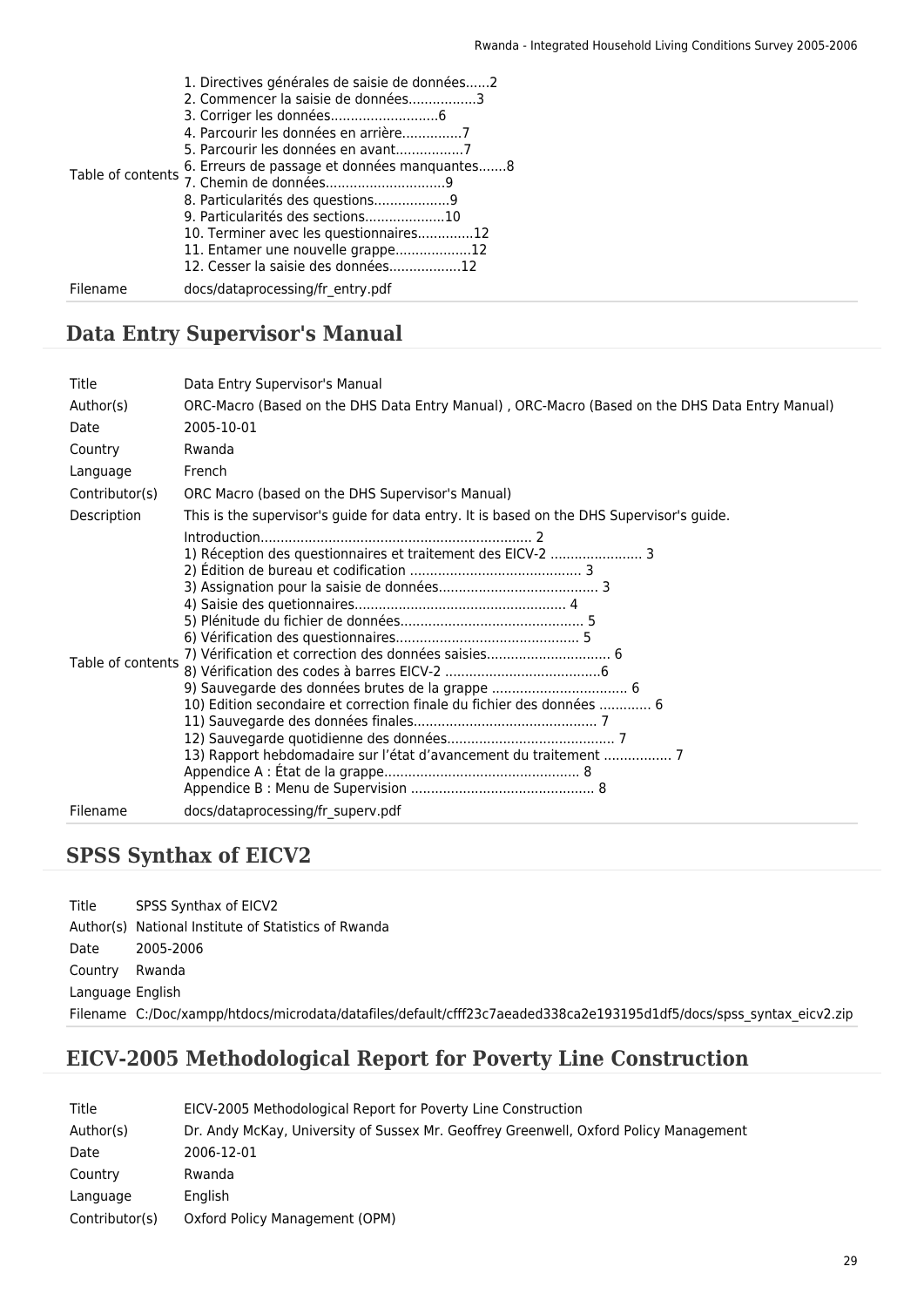| | |
|---|---|
| Table of contents | 1. Directives générales de saisie de données......2<br>2. Commencer la saisie de données.................3<br>3. Corriger les données...........................6<br>4. Parcourir les données en arrière...............7<br>5. Parcourir les données en avant.................7<br>6. Erreurs de passage et données manquantes.......8<br>7. Chemin de données.............................9<br>8. Particularités des questions...................9<br>9. Particularités des sections....................10<br>10. Terminer avec les questionnaires..............12<br>11. Entamer une nouvelle grappe...................12<br>12. Cesser la saisie des données..................12 |
| Filename | docs/dataprocessing/fr_entry.pdf |

## Data Entry Supervisor's Manual

| | |
|---|---|
| Title | Data Entry Supervisor's Manual |
| Author(s) | ORC-Macro (Based on the DHS Data Entry Manual) , ORC-Macro (Based on the DHS Data Entry Manual) |
| Date | 2005-10-01 |
| Country | Rwanda |
| Language | French |
| Contributor(s) | ORC Macro (based on the DHS Supervisor's Manual) |
| Description | This is the supervisor's guide for data entry. It is based on the DHS Supervisor's guide. |
| Table of contents | Introduction................................................................... 2<br>1) Réception des questionnaires et traitement des EICV-2 ....................... 3<br>2) Édition de bureau et codification ........................................... 3<br>3) Assignation pour la saisie de données........................................ 3<br>4) Saisie des quetionnaires.................................................... 4<br>5) Plénitude du fichier de données............................................. 5<br>6) Vérification des questionnaires............................................. 5<br>7) Vérification et correction des données saisies.............................. 6<br>8) Vérification des codes à barres EICV-2 .......................................6<br>9) Sauvegarde des données brutes de la grappe .................................. 6<br>10) Edition secondaire et correction finale du fichier des données ............. 6<br>11) Sauvegarde des données finales............................................. 7<br>12) Sauvegarde quotidienne des données.......................................... 7<br>13) Rapport hebdomadaire sur l'état d'avancement du traitement ................. 7<br>Appendice A : État de la grappe................................................ 8<br>Appendice B : Menu de Supervision ............................................. 8 |
| Filename | docs/dataprocessing/fr_superv.pdf |

## SPSS Synthax of EICV2

| | |
|---|---|
| Title | SPSS Synthax of EICV2 |
| Author(s) | National Institute of Statistics of Rwanda |
| Date | 2005-2006 |
| Country | Rwanda |
| Language | English |
| Filename | C:/Doc/xampp/htdocs/microdata/datafiles/default/cfff23c7aeaded338ca2e193195d1df5/docs/spss_syntax_eicv2.zip |

## EICV-2005 Methodological Report for Poverty Line Construction

| | |
|---|---|
| Title | EICV-2005 Methodological Report for Poverty Line Construction |
| Author(s) | Dr. Andy McKay, University of Sussex Mr. Geoffrey Greenwell, Oxford Policy Management |
| Date | 2006-12-01 |
| Country | Rwanda |
| Language | English |
| Contributor(s) | Oxford Policy Management (OPM) |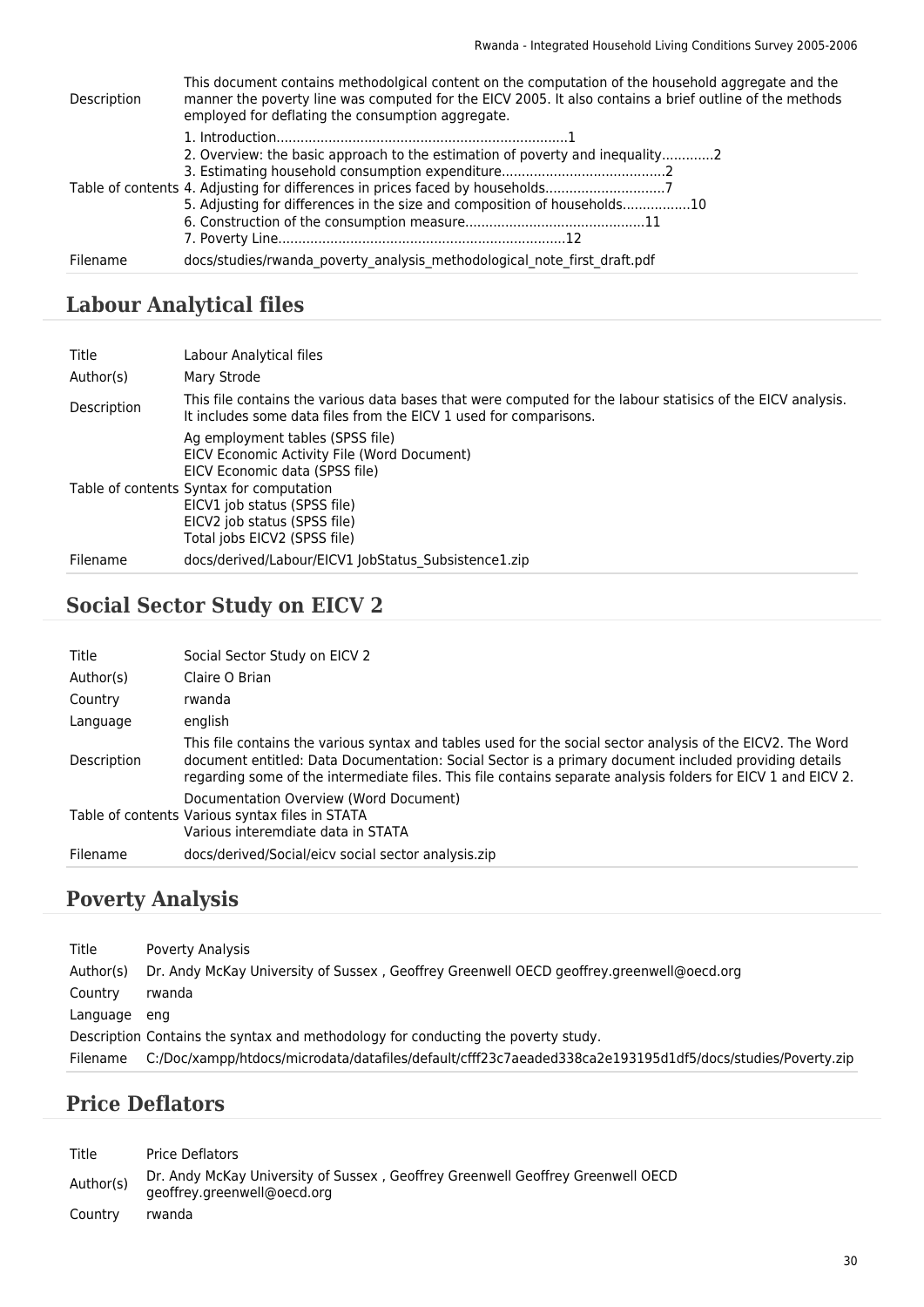| | |
|---|---|
| Description | This document contains methodolgical content on the computation of the household aggregate and the manner the poverty line was computed for the EICV 2005. It also contains a brief outline of the methods employed for deflating the consumption aggregate. |
| Table of contents | 1. Introduction........................................................................1<br>2. Overview: the basic approach to the estimation of poverty and inequality............2<br>3. Estimating household consumption expenditure........................................2<br>4. Adjusting for differences in prices faced by households.............................7<br>5. Adjusting for differences in the size and composition of households................10<br>6. Construction of the consumption measure............................................11<br>7. Poverty Line.......................................................................12 |
| Filename | docs/studies/rwanda_poverty_analysis_methodological_note_first_draft.pdf |

## Labour Analytical files

| | |
|---|---|
| Title | Labour Analytical files |
| Author(s) | Mary Strode |
| Description | This file contains the various data bases that were computed for the labour statisics of the EICV analysis. It includes some data files from the EICV 1 used for comparisons. |
| Table of contents | Ag employment tables (SPSS file)<br>EICV Economic Activity File (Word Document)<br>EICV Economic data (SPSS file)<br>Syntax for computation<br>EICV1 job status (SPSS file)<br>EICV2 job status (SPSS file)<br>Total jobs EICV2 (SPSS file) |
| Filename | docs/derived/Labour/EICV1 JobStatus_Subsistence1.zip |

## Social Sector Study on EICV 2

| | |
|---|---|
| Title | Social Sector Study on EICV 2 |
| Author(s) | Claire O Brian |
| Country | rwanda |
| Language | english |
| Description | This file contains the various syntax and tables used for the social sector analysis of the EICV2. The Word document entitled: Data Documentation: Social Sector is a primary document included providing details regarding some of the intermediate files. This file contains separate analysis folders for EICV 1 and EICV 2. |
| Table of contents | Documentation Overview (Word Document)<br>Various syntax files in STATA<br>Various interemdiate data in STATA |
| Filename | docs/derived/Social/eicv social sector analysis.zip |

## Poverty Analysis

| | |
|---|---|
| Title | Poverty Analysis |
| Author(s) | Dr. Andy McKay University of Sussex , Geoffrey Greenwell OECD geoffrey.greenwell@oecd.org |
| Country | rwanda |
| Language | eng |
| Description | Contains the syntax and methodology for conducting the poverty study. |
| Filename | C:/Doc/xampp/htdocs/microdata/datafiles/default/cfff23c7aeaded338ca2e193195d1df5/docs/studies/Poverty.zip |

## Price Deflators

| | |
|---|---|
| Title | Price Deflators |
| Author(s) | Dr. Andy McKay University of Sussex , Geoffrey Greenwell Geoffrey Greenwell OECD geoffrey.greenwell@oecd.org |
| Country | rwanda |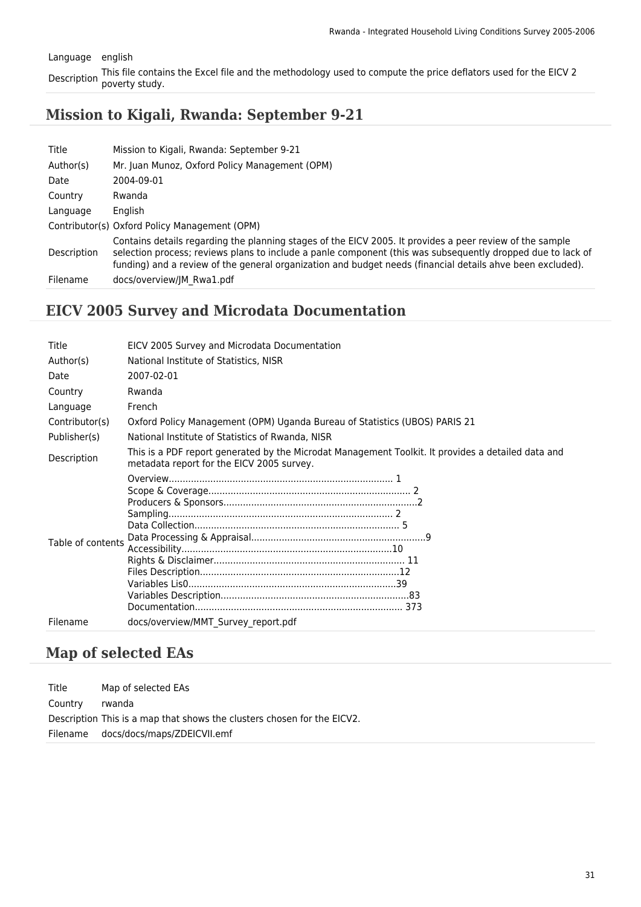| | |
|---|---|
| Language | english |
| Description | This file contains the Excel file and the methodology used to compute the price deflators used for the EICV 2 poverty study. |

## Mission to Kigali, Rwanda: September 9-21

| | |
|---|---|
| Title | Mission to Kigali, Rwanda: September 9-21 |
| Author(s) | Mr. Juan Munoz, Oxford Policy Management (OPM) |
| Date | 2004-09-01 |
| Country | Rwanda |
| Language | English |
| Contributor(s) | Oxford Policy Management (OPM) |
| Description | Contains details regarding the planning stages of the EICV 2005. It provides a peer review of the sample selection process; reviews plans to include a panle component (this was subsequently dropped due to lack of funding) and a review of the general organization and budget needs (financial details ahve been excluded). |
| Filename | docs/overview/JM_Rwa1.pdf |

## EICV 2005 Survey and Microdata Documentation

| | |
|---|---|
| Title | EICV 2005 Survey and Microdata Documentation |
| Author(s) | National Institute of Statistics, NISR |
| Date | 2007-02-01 |
| Country | Rwanda |
| Language | French |
| Contributor(s) | Oxford Policy Management (OPM) Uganda Bureau of Statistics (UBOS) PARIS 21 |
| Publisher(s) | National Institute of Statistics of Rwanda, NISR |
| Description | This is a PDF report generated by the Microdat Management Toolkit. It provides a detailed data and metadata report for the EICV 2005 survey. |
| Table of contents | Overview.................................................................................. 1<br>Scope & Coverage........................................................................ 2<br>Producers & Sponsors.....................................................................2<br>Sampling................................................................................. 2<br>Data Collection.......................................................................... 5<br>Data Processing & Appraisal...............................................................9<br>Accessibility............................................................................10<br>Rights & Disclaimer..................................................................... 11<br>Files Description........................................................................12<br>Variables Lis0...........................................................................39<br>Variables Description....................................................................83<br>Documentation........................................................................... 373 |
| Filename | docs/overview/MMT_Survey_report.pdf |

## Map of selected EAs

| | |
|---|---|
| Title | Map of selected EAs |
| Country | rwanda |
| Description | This is a map that shows the clusters chosen for the EICV2. |
| Filename | docs/docs/maps/ZDEICVII.emf |